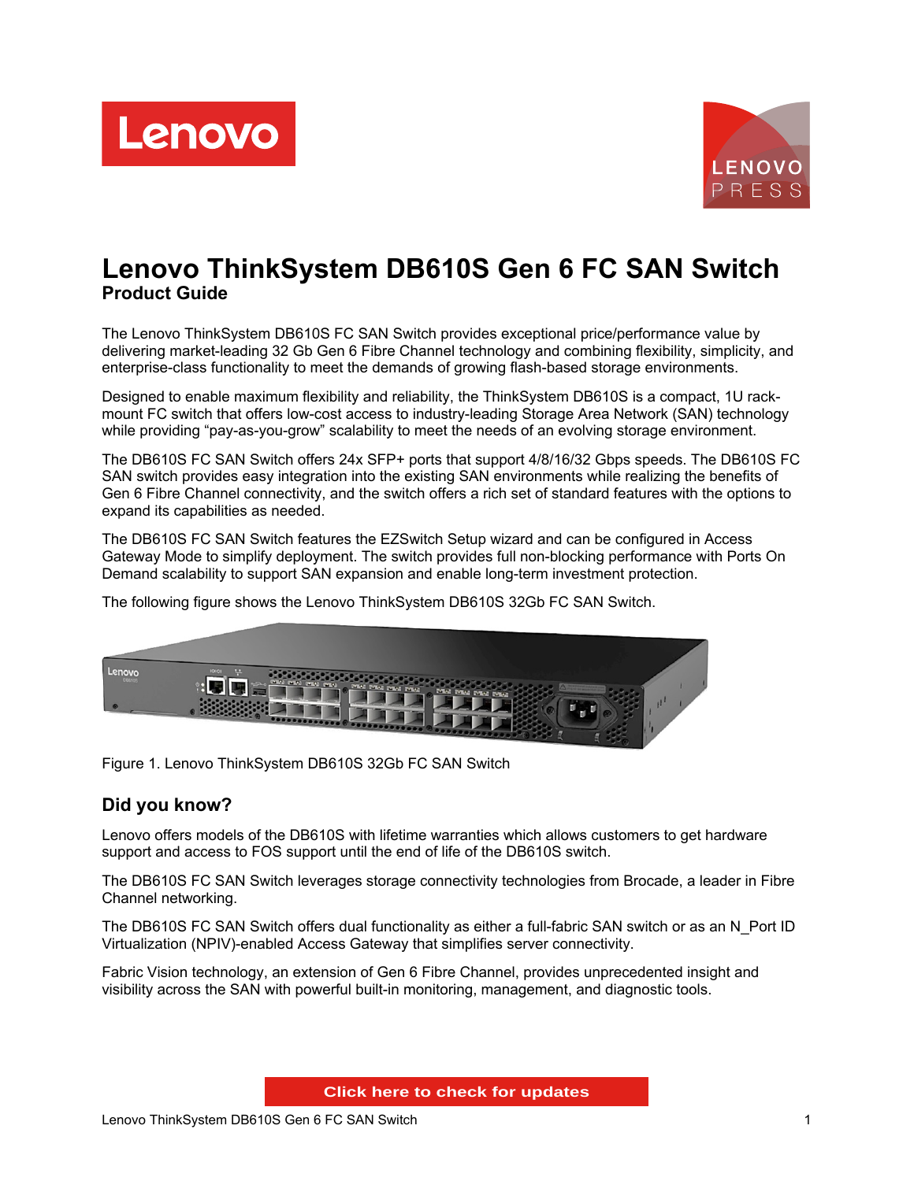# Lenovo ThinkSystem DB610S Gen 6 FC SAN Switch

## Product Guide

The Lenovo ThinkSystem DB610S FC SAN Switch provides exceptional price/performance value by delivering market-leading 32 Gb Gen 6 Fibre Channel technology and combining flexibility, simplicity, and enterprise-class functionality to meet the demands of growing flash-based storage environments.

Designed to enable maximum flexibility and reliability, the ThinkSystem DB610S is a compact, 1U rack-mount FC switch that offers low-cost access to industry-leading Storage Area Network (SAN) technology while providing "pay-as-you-grow" scalability to meet the needs of an evolving storage environment.

The DB610S FC SAN Switch offers 24x SFP+ ports that support 4/8/16/32 Gbps speeds. The DB610S FC SAN switch provides easy integration into the existing SAN environments while realizing the benefits of Gen 6 Fibre Channel connectivity, and the switch offers a rich set of standard features with the options to expand its capabilities as needed.

The DB610S FC SAN Switch features the EZSwitch Setup wizard and can be configured in Access Gateway Mode to simplify deployment. The switch provides full non-blocking performance with Ports On Demand scalability to support SAN expansion and enable long-term investment protection.

The following figure shows the Lenovo ThinkSystem DB610S 32Gb FC SAN Switch.

Figure 1. Lenovo ThinkSystem DB610S 32Gb FC SAN Switch

## Did you know?

Lenovo offers models of the DB610S with lifetime warranties which allows customers to get hardware support and access to FOS support until the end of life of the DB610S switch.

The DB610S FC SAN Switch leverages storage connectivity technologies from Brocade, a leader in Fibre Channel networking.

The DB610S FC SAN Switch offers dual functionality as either a full-fabric SAN switch or as an N_Port ID Virtualization (NPIV)-enabled Access Gateway that simplifies server connectivity.

Fabric Vision technology, an extension of Gen 6 Fibre Channel, provides unprecedented insight and visibility across the SAN with powerful built-in monitoring, management, and diagnostic tools.

Click here to check for updates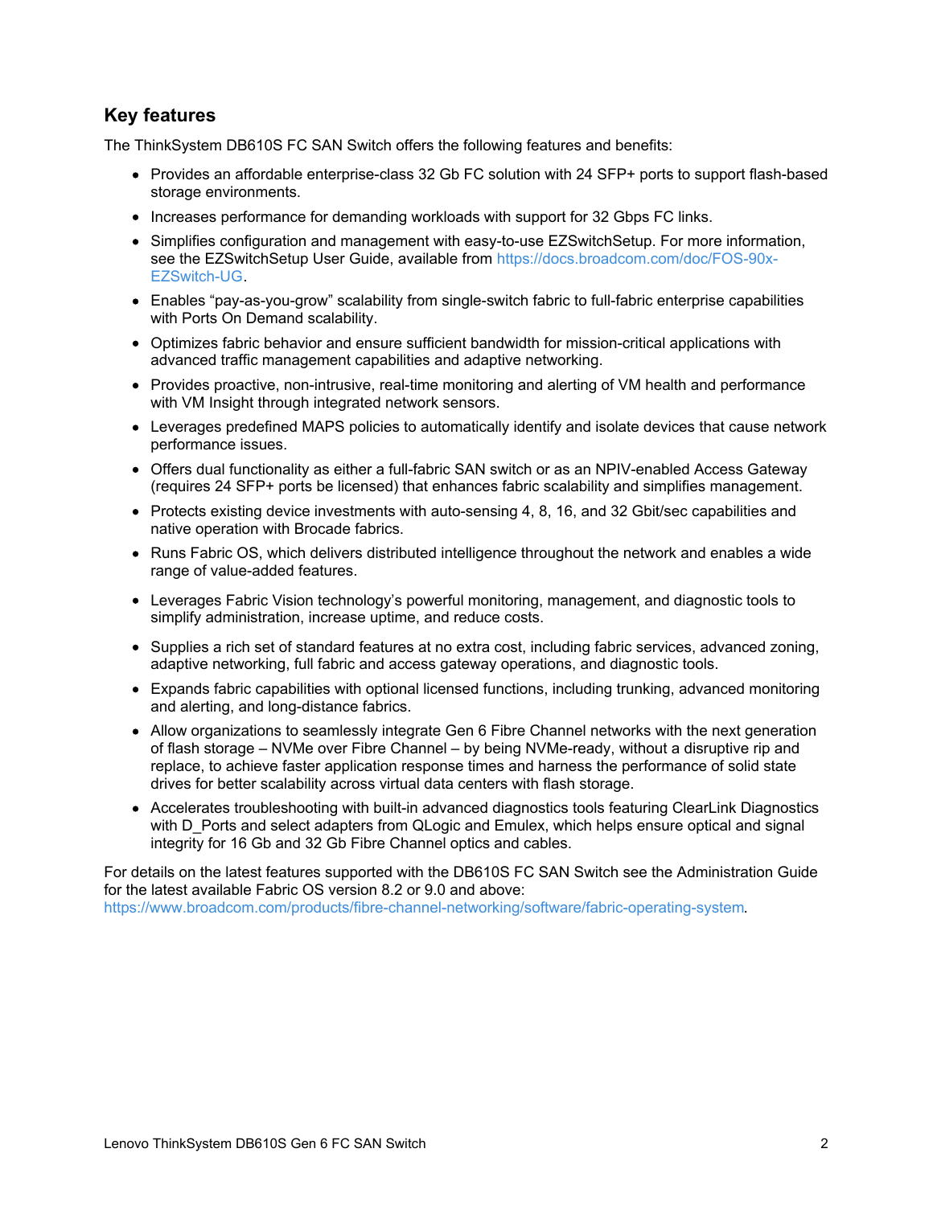## Key features

The ThinkSystem DB610S FC SAN Switch offers the following features and benefits:

- Provides an affordable enterprise-class 32 Gb FC solution with 24 SFP+ ports to support flash-based storage environments.
- Increases performance for demanding workloads with support for 32 Gbps FC links.
- Simplifies configuration and management with easy-to-use EZSwitchSetup. For more information, see the EZSwitchSetup User Guide, available from https://docs.broadcom.com/doc/FOS-90x-EZSwitch-UG.
- Enables "pay-as-you-grow" scalability from single-switch fabric to full-fabric enterprise capabilities with Ports On Demand scalability.
- Optimizes fabric behavior and ensure sufficient bandwidth for mission-critical applications with advanced traffic management capabilities and adaptive networking.
- Provides proactive, non-intrusive, real-time monitoring and alerting of VM health and performance with VM Insight through integrated network sensors.
- Leverages predefined MAPS policies to automatically identify and isolate devices that cause network performance issues.
- Offers dual functionality as either a full-fabric SAN switch or as an NPIV-enabled Access Gateway (requires 24 SFP+ ports be licensed) that enhances fabric scalability and simplifies management.
- Protects existing device investments with auto-sensing 4, 8, 16, and 32 Gbit/sec capabilities and native operation with Brocade fabrics.
- Runs Fabric OS, which delivers distributed intelligence throughout the network and enables a wide range of value-added features.
- Leverages Fabric Vision technology's powerful monitoring, management, and diagnostic tools to simplify administration, increase uptime, and reduce costs.
- Supplies a rich set of standard features at no extra cost, including fabric services, advanced zoning, adaptive networking, full fabric and access gateway operations, and diagnostic tools.
- Expands fabric capabilities with optional licensed functions, including trunking, advanced monitoring and alerting, and long-distance fabrics.
- Allow organizations to seamlessly integrate Gen 6 Fibre Channel networks with the next generation of flash storage – NVMe over Fibre Channel – by being NVMe-ready, without a disruptive rip and replace, to achieve faster application response times and harness the performance of solid state drives for better scalability across virtual data centers with flash storage.
- Accelerates troubleshooting with built-in advanced diagnostics tools featuring ClearLink Diagnostics with D_Ports and select adapters from QLogic and Emulex, which helps ensure optical and signal integrity for 16 Gb and 32 Gb Fibre Channel optics and cables.

For details on the latest features supported with the DB610S FC SAN Switch see the Administration Guide for the latest available Fabric OS version 8.2 or 9.0 and above:
https://www.broadcom.com/products/fibre-channel-networking/software/fabric-operating-system.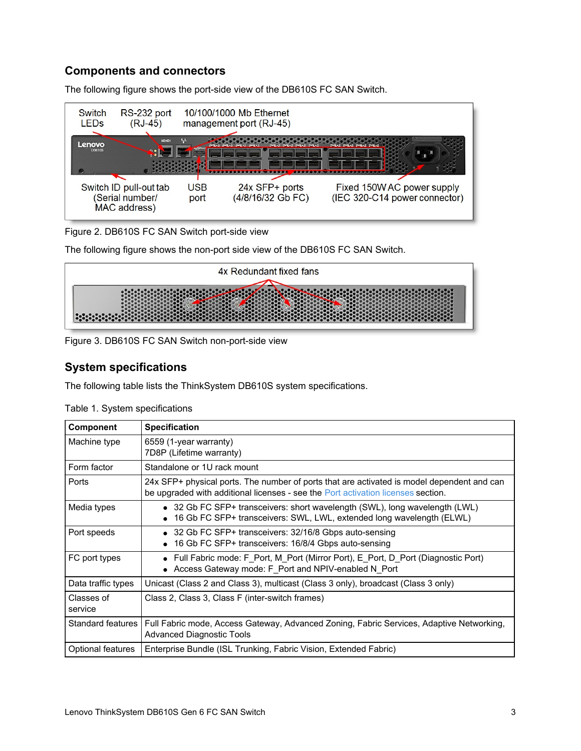## Components and connectors

The following figure shows the port-side view of the DB610S FC SAN Switch.

Figure 2. DB610S FC SAN Switch port-side view

The following figure shows the non-port side view of the DB610S FC SAN Switch.

Figure 3. DB610S FC SAN Switch non-port-side view

## System specifications

The following table lists the ThinkSystem DB610S system specifications.

Table 1. System specifications

| Component | Specification |
|---|---|
| Machine type | 6559 (1-year warranty)<br>7D8P (Lifetime warranty) |
| Form factor | Standalone or 1U rack mount |
| Ports | 24x SFP+ physical ports. The number of ports that are activated is model dependent and can be upgraded with additional licenses - see the Port activation licenses section. |
| Media types | • 32 Gb FC SFP+ transceivers: short wavelength (SWL), long wavelength (LWL)<br>• 16 Gb FC SFP+ transceivers: SWL, LWL, extended long wavelength (ELWL) |
| Port speeds | • 32 Gb FC SFP+ transceivers: 32/16/8 Gbps auto-sensing<br>• 16 Gb FC SFP+ transceivers: 16/8/4 Gbps auto-sensing |
| FC port types | • Full Fabric mode: F_Port, M_Port (Mirror Port), E_Port, D_Port (Diagnostic Port)<br>• Access Gateway mode: F_Port and NPIV-enabled N_Port |
| Data traffic types | Unicast (Class 2 and Class 3), multicast (Class 3 only), broadcast (Class 3 only) |
| Classes of service | Class 2, Class 3, Class F (inter-switch frames) |
| Standard features | Full Fabric mode, Access Gateway, Advanced Zoning, Fabric Services, Adaptive Networking, Advanced Diagnostic Tools |
| Optional features | Enterprise Bundle (ISL Trunking, Fabric Vision, Extended Fabric) |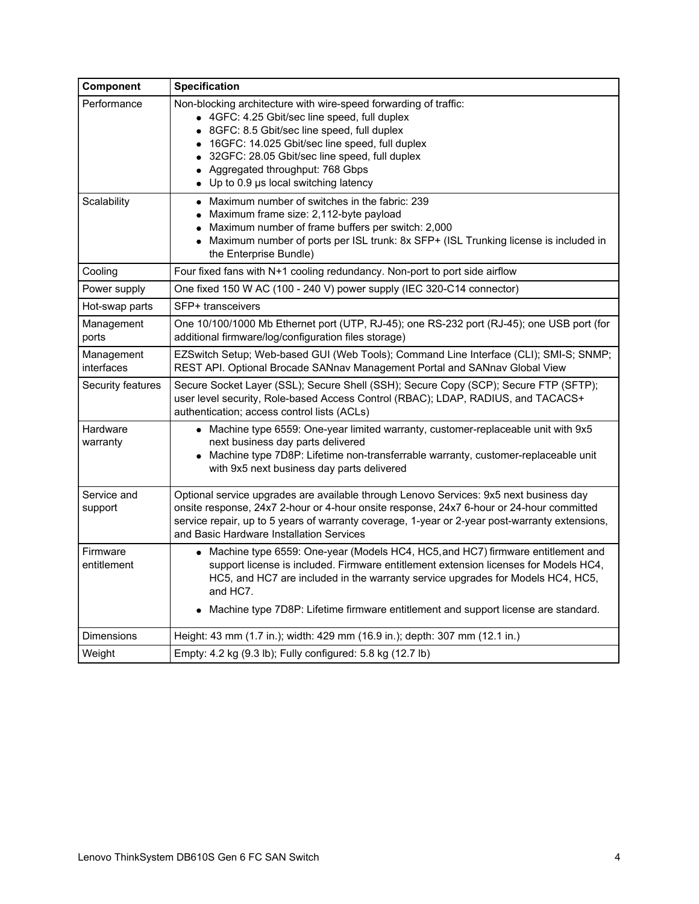| Component | Specification |
|---|---|
| Performance | Non-blocking architecture with wire-speed forwarding of traffic: <ul><li>4GFC: 4.25 Gbit/sec line speed, full duplex</li><li>8GFC: 8.5 Gbit/sec line speed, full duplex</li><li>16GFC: 14.025 Gbit/sec line speed, full duplex</li><li>32GFC: 28.05 Gbit/sec line speed, full duplex</li><li>Aggregated throughput: 768 Gbps</li><li>Up to 0.9 µs local switching latency</li></ul> |
| Scalability | <ul><li>Maximum number of switches in the fabric: 239</li><li>Maximum frame size: 2,112-byte payload</li><li>Maximum number of frame buffers per switch: 2,000</li><li>Maximum number of ports per ISL trunk: 8x SFP+ (ISL Trunking license is included in the Enterprise Bundle)</li></ul> |
| Cooling | Four fixed fans with N+1 cooling redundancy. Non-port to port side airflow |
| Power supply | One fixed 150 W AC (100 - 240 V) power supply (IEC 320-C14 connector) |
| Hot-swap parts | SFP+ transceivers |
| Management ports | One 10/100/1000 Mb Ethernet port (UTP, RJ-45); one RS-232 port (RJ-45); one USB port (for additional firmware/log/configuration files storage) |
| Management interfaces | EZSwitch Setup; Web-based GUI (Web Tools); Command Line Interface (CLI); SMI-S; SNMP; REST API. Optional Brocade SANnav Management Portal and SANnav Global View |
| Security features | Secure Socket Layer (SSL); Secure Shell (SSH); Secure Copy (SCP); Secure FTP (SFTP); user level security, Role-based Access Control (RBAC); LDAP, RADIUS, and TACACS+ authentication; access control lists (ACLs) |
| Hardware warranty | <ul><li>Machine type 6559: One-year limited warranty, customer-replaceable unit with 9x5 next business day parts delivered</li><li>Machine type 7D8P: Lifetime non-transferrable warranty, customer-replaceable unit with 9x5 next business day parts delivered</li></ul> |
| Service and support | Optional service upgrades are available through Lenovo Services: 9x5 next business day onsite response, 24x7 2-hour or 4-hour onsite response, 24x7 6-hour or 24-hour committed service repair, up to 5 years of warranty coverage, 1-year or 2-year post-warranty extensions, and Basic Hardware Installation Services |
| Firmware entitlement | <ul><li>Machine type 6559: One-year (Models HC4, HC5, and HC7) firmware entitlement and support license is included. Firmware entitlement extension licenses for Models HC4, HC5, and HC7 are included in the warranty service upgrades for Models HC4, HC5, and HC7.</li><li>Machine type 7D8P: Lifetime firmware entitlement and support license are standard.</li></ul> |
| Dimensions | Height: 43 mm (1.7 in.); width: 429 mm (16.9 in.); depth: 307 mm (12.1 in.) |
| Weight | Empty: 4.2 kg (9.3 lb); Fully configured: 5.8 kg (12.7 lb) |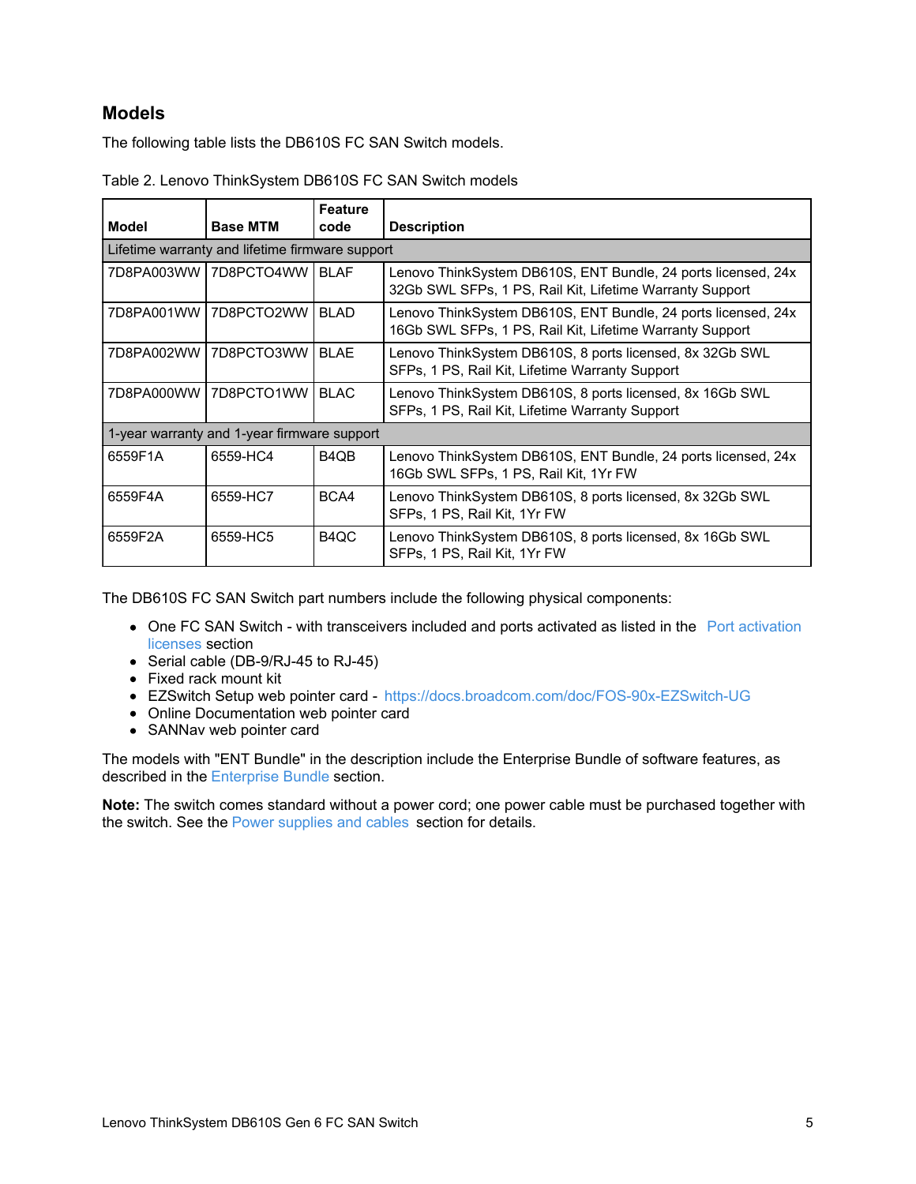## Models

The following table lists the DB610S FC SAN Switch models.

Table 2. Lenovo ThinkSystem DB610S FC SAN Switch models

| Model | Base MTM | Feature code | Description |
|---|---|---|---|
| Lifetime warranty and lifetime firmware support | | | |
| 7D8PA003WW | 7D8PCTO4WW | BLAF | Lenovo ThinkSystem DB610S, ENT Bundle, 24 ports licensed, 24x 32Gb SWL SFPs, 1 PS, Rail Kit, Lifetime Warranty Support |
| 7D8PA001WW | 7D8PCTO2WW | BLAD | Lenovo ThinkSystem DB610S, ENT Bundle, 24 ports licensed, 24x 16Gb SWL SFPs, 1 PS, Rail Kit, Lifetime Warranty Support |
| 7D8PA002WW | 7D8PCTO3WW | BLAE | Lenovo ThinkSystem DB610S, 8 ports licensed, 8x 32Gb SWL SFPs, 1 PS, Rail Kit, Lifetime Warranty Support |
| 7D8PA000WW | 7D8PCTO1WW | BLAC | Lenovo ThinkSystem DB610S, 8 ports licensed, 8x 16Gb SWL SFPs, 1 PS, Rail Kit, Lifetime Warranty Support |
| 1-year warranty and 1-year firmware support | | | |
| 6559F1A | 6559-HC4 | B4QB | Lenovo ThinkSystem DB610S, ENT Bundle, 24 ports licensed, 24x 16Gb SWL SFPs, 1 PS, Rail Kit, 1Yr FW |
| 6559F4A | 6559-HC7 | BCA4 | Lenovo ThinkSystem DB610S, 8 ports licensed, 8x 32Gb SWL SFPs, 1 PS, Rail Kit, 1Yr FW |
| 6559F2A | 6559-HC5 | B4QC | Lenovo ThinkSystem DB610S, 8 ports licensed, 8x 16Gb SWL SFPs, 1 PS, Rail Kit, 1Yr FW |

The DB610S FC SAN Switch part numbers include the following physical components:

- One FC SAN Switch - with transceivers included and ports activated as listed in the Port activation licenses section
- Serial cable (DB-9/RJ-45 to RJ-45)
- Fixed rack mount kit
- EZSwitch Setup web pointer card - https://docs.broadcom.com/doc/FOS-90x-EZSwitch-UG
- Online Documentation web pointer card
- SANNav web pointer card

The models with "ENT Bundle" in the description include the Enterprise Bundle of software features, as described in the Enterprise Bundle section.

**Note:** The switch comes standard without a power cord; one power cable must be purchased together with the switch. See the Power supplies and cables section for details.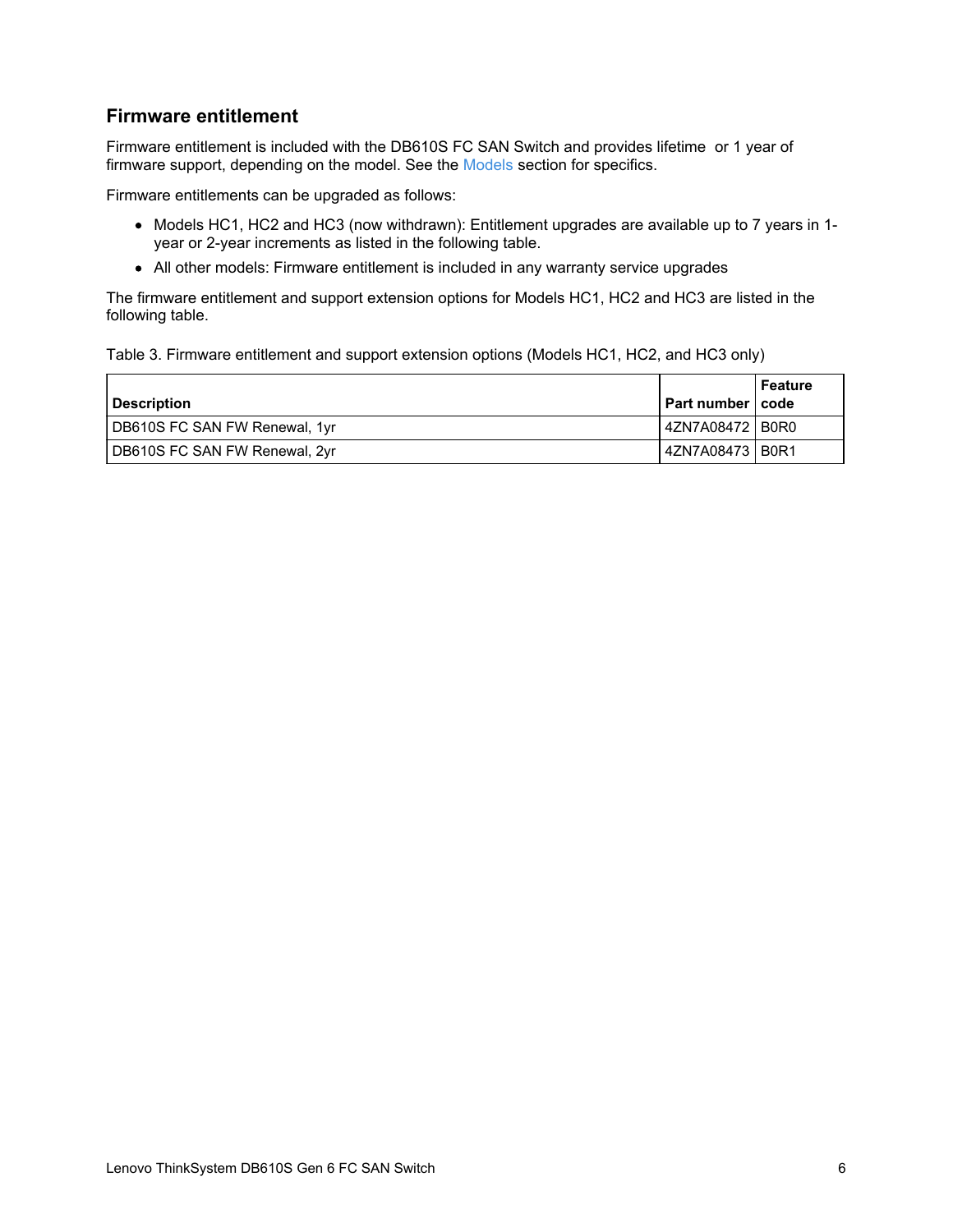## Firmware entitlement

Firmware entitlement is included with the DB610S FC SAN Switch and provides lifetime or 1 year of firmware support, depending on the model. See the Models section for specifics.

Firmware entitlements can be upgraded as follows:

- Models HC1, HC2 and HC3 (now withdrawn): Entitlement upgrades are available up to 7 years in 1-year or 2-year increments as listed in the following table.
- All other models: Firmware entitlement is included in any warranty service upgrades

The firmware entitlement and support extension options for Models HC1, HC2 and HC3 are listed in the following table.

Table 3. Firmware entitlement and support extension options (Models HC1, HC2, and HC3 only)

| Description | Part number | Feature code |
|---|---|---|
| DB610S FC SAN FW Renewal, 1yr | 4ZN7A08472 | B0R0 |
| DB610S FC SAN FW Renewal, 2yr | 4ZN7A08473 | B0R1 |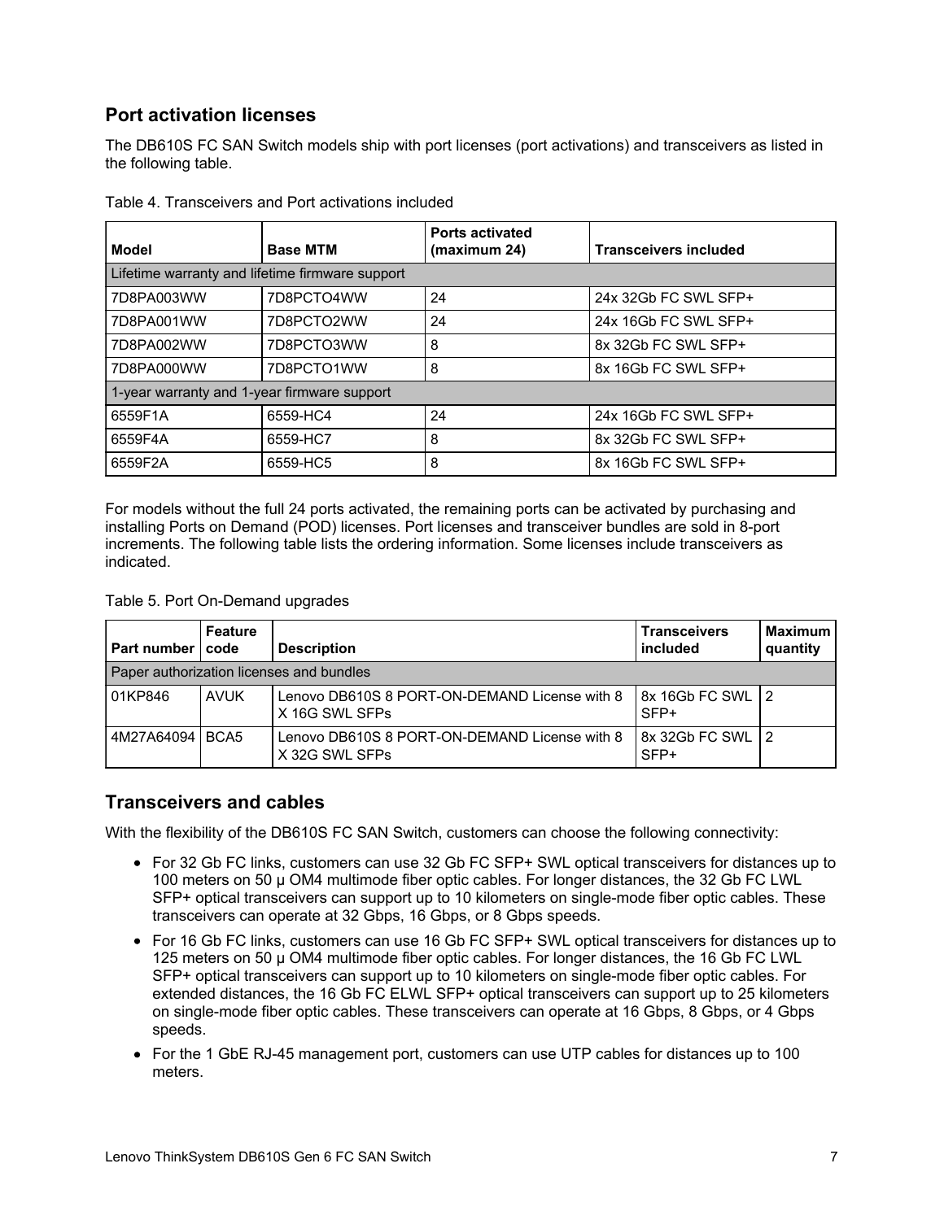## Port activation licenses

The DB610S FC SAN Switch models ship with port licenses (port activations) and transceivers as listed in the following table.

Table 4. Transceivers and Port activations included

| Model | Base MTM | Ports activated (maximum 24) | Transceivers included |
|---|---|---|---|
| Lifetime warranty and lifetime firmware support | | | |
| 7D8PA003WW | 7D8PCTO4WW | 24 | 24x 32Gb FC SWL SFP+ |
| 7D8PA001WW | 7D8PCTO2WW | 24 | 24x 16Gb FC SWL SFP+ |
| 7D8PA002WW | 7D8PCTO3WW | 8 | 8x 32Gb FC SWL SFP+ |
| 7D8PA000WW | 7D8PCTO1WW | 8 | 8x 16Gb FC SWL SFP+ |
| 1-year warranty and 1-year firmware support | | | |
| 6559F1A | 6559-HC4 | 24 | 24x 16Gb FC SWL SFP+ |
| 6559F4A | 6559-HC7 | 8 | 8x 32Gb FC SWL SFP+ |
| 6559F2A | 6559-HC5 | 8 | 8x 16Gb FC SWL SFP+ |

For models without the full 24 ports activated, the remaining ports can be activated by purchasing and installing Ports on Demand (POD) licenses. Port licenses and transceiver bundles are sold in 8-port increments. The following table lists the ordering information. Some licenses include transceivers as indicated.

Table 5. Port On-Demand upgrades

| Part number | Feature code | Description | Transceivers included | Maximum quantity |
|---|---|---|---|---|
| Paper authorization licenses and bundles | | | | |
| 01KP846 | AVUK | Lenovo DB610S 8 PORT-ON-DEMAND License with 8 X 16G SWL SFPs | 8x 16Gb FC SWL SFP+ | 2 |
| 4M27A64094 | BCA5 | Lenovo DB610S 8 PORT-ON-DEMAND License with 8 X 32G SWL SFPs | 8x 32Gb FC SWL SFP+ | 2 |

## Transceivers and cables

With the flexibility of the DB610S FC SAN Switch, customers can choose the following connectivity:

- For 32 Gb FC links, customers can use 32 Gb FC SFP+ SWL optical transceivers for distances up to 100 meters on 50 µ OM4 multimode fiber optic cables. For longer distances, the 32 Gb FC LWL SFP+ optical transceivers can support up to 10 kilometers on single-mode fiber optic cables. These transceivers can operate at 32 Gbps, 16 Gbps, or 8 Gbps speeds.
- For 16 Gb FC links, customers can use 16 Gb FC SFP+ SWL optical transceivers for distances up to 125 meters on 50 µ OM4 multimode fiber optic cables. For longer distances, the 16 Gb FC LWL SFP+ optical transceivers can support up to 10 kilometers on single-mode fiber optic cables. For extended distances, the 16 Gb FC ELWL SFP+ optical transceivers can support up to 25 kilometers on single-mode fiber optic cables. These transceivers can operate at 16 Gbps, 8 Gbps, or 4 Gbps speeds.
- For the 1 GbE RJ-45 management port, customers can use UTP cables for distances up to 100 meters.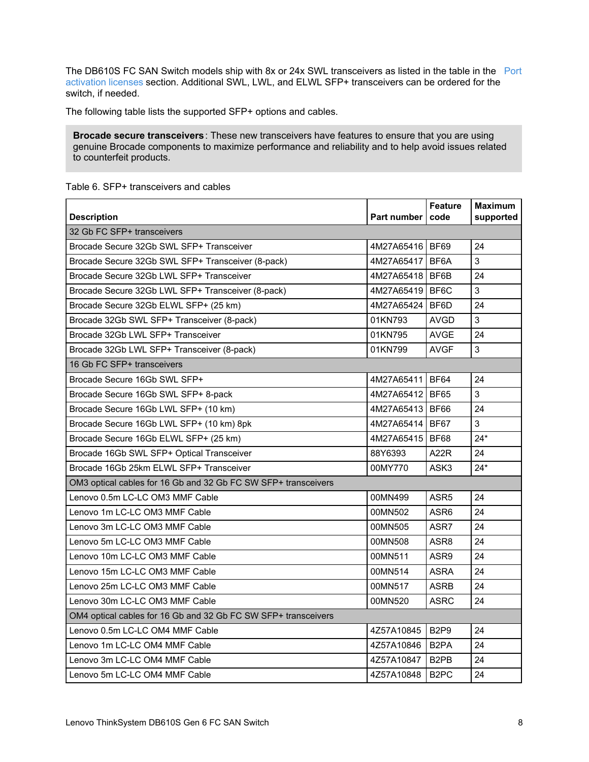The DB610S FC SAN Switch models ship with 8x or 24x SWL transceivers as listed in the table in the Port activation licenses section. Additional SWL, LWL, and ELWL SFP+ transceivers can be ordered for the switch, if needed.

The following table lists the supported SFP+ options and cables.

**Brocade secure transceivers**: These new transceivers have features to ensure that you are using genuine Brocade components to maximize performance and reliability and to help avoid issues related to counterfeit products.

Table 6. SFP+ transceivers and cables

| Description | Part number | Feature code | Maximum supported |
|---|---|---|---|
| 32 Gb FC SFP+ transceivers | | | |
| Brocade Secure 32Gb SWL SFP+ Transceiver | 4M27A65416 | BF69 | 24 |
| Brocade Secure 32Gb SWL SFP+ Transceiver (8-pack) | 4M27A65417 | BF6A | 3 |
| Brocade Secure 32Gb LWL SFP+ Transceiver | 4M27A65418 | BF6B | 24 |
| Brocade Secure 32Gb LWL SFP+ Transceiver (8-pack) | 4M27A65419 | BF6C | 3 |
| Brocade Secure 32Gb ELWL SFP+ (25 km) | 4M27A65424 | BF6D | 24 |
| Brocade 32Gb SWL SFP+ Transceiver (8-pack) | 01KN793 | AVGD | 3 |
| Brocade 32Gb LWL SFP+ Transceiver | 01KN795 | AVGE | 24 |
| Brocade 32Gb LWL SFP+ Transceiver (8-pack) | 01KN799 | AVGF | 3 |
| 16 Gb FC SFP+ transceivers | | | |
| Brocade Secure 16Gb SWL SFP+ | 4M27A65411 | BF64 | 24 |
| Brocade Secure 16Gb SWL SFP+ 8-pack | 4M27A65412 | BF65 | 3 |
| Brocade Secure 16Gb LWL SFP+ (10 km) | 4M27A65413 | BF66 | 24 |
| Brocade Secure 16Gb LWL SFP+ (10 km) 8pk | 4M27A65414 | BF67 | 3 |
| Brocade Secure 16Gb ELWL SFP+ (25 km) | 4M27A65415 | BF68 | 24* |
| Brocade 16Gb SWL SFP+ Optical Transceiver | 88Y6393 | A22R | 24 |
| Brocade 16Gb 25km ELWL SFP+ Transceiver | 00MY770 | ASK3 | 24* |
| OM3 optical cables for 16 Gb and 32 Gb FC SW SFP+ transceivers | | | |
| Lenovo 0.5m LC-LC OM3 MMF Cable | 00MN499 | ASR5 | 24 |
| Lenovo 1m LC-LC OM3 MMF Cable | 00MN502 | ASR6 | 24 |
| Lenovo 3m LC-LC OM3 MMF Cable | 00MN505 | ASR7 | 24 |
| Lenovo 5m LC-LC OM3 MMF Cable | 00MN508 | ASR8 | 24 |
| Lenovo 10m LC-LC OM3 MMF Cable | 00MN511 | ASR9 | 24 |
| Lenovo 15m LC-LC OM3 MMF Cable | 00MN514 | ASRA | 24 |
| Lenovo 25m LC-LC OM3 MMF Cable | 00MN517 | ASRB | 24 |
| Lenovo 30m LC-LC OM3 MMF Cable | 00MN520 | ASRC | 24 |
| OM4 optical cables for 16 Gb and 32 Gb FC SW SFP+ transceivers | | | |
| Lenovo 0.5m LC-LC OM4 MMF Cable | 4Z57A10845 | B2P9 | 24 |
| Lenovo 1m LC-LC OM4 MMF Cable | 4Z57A10846 | B2PA | 24 |
| Lenovo 3m LC-LC OM4 MMF Cable | 4Z57A10847 | B2PB | 24 |
| Lenovo 5m LC-LC OM4 MMF Cable | 4Z57A10848 | B2PC | 24 |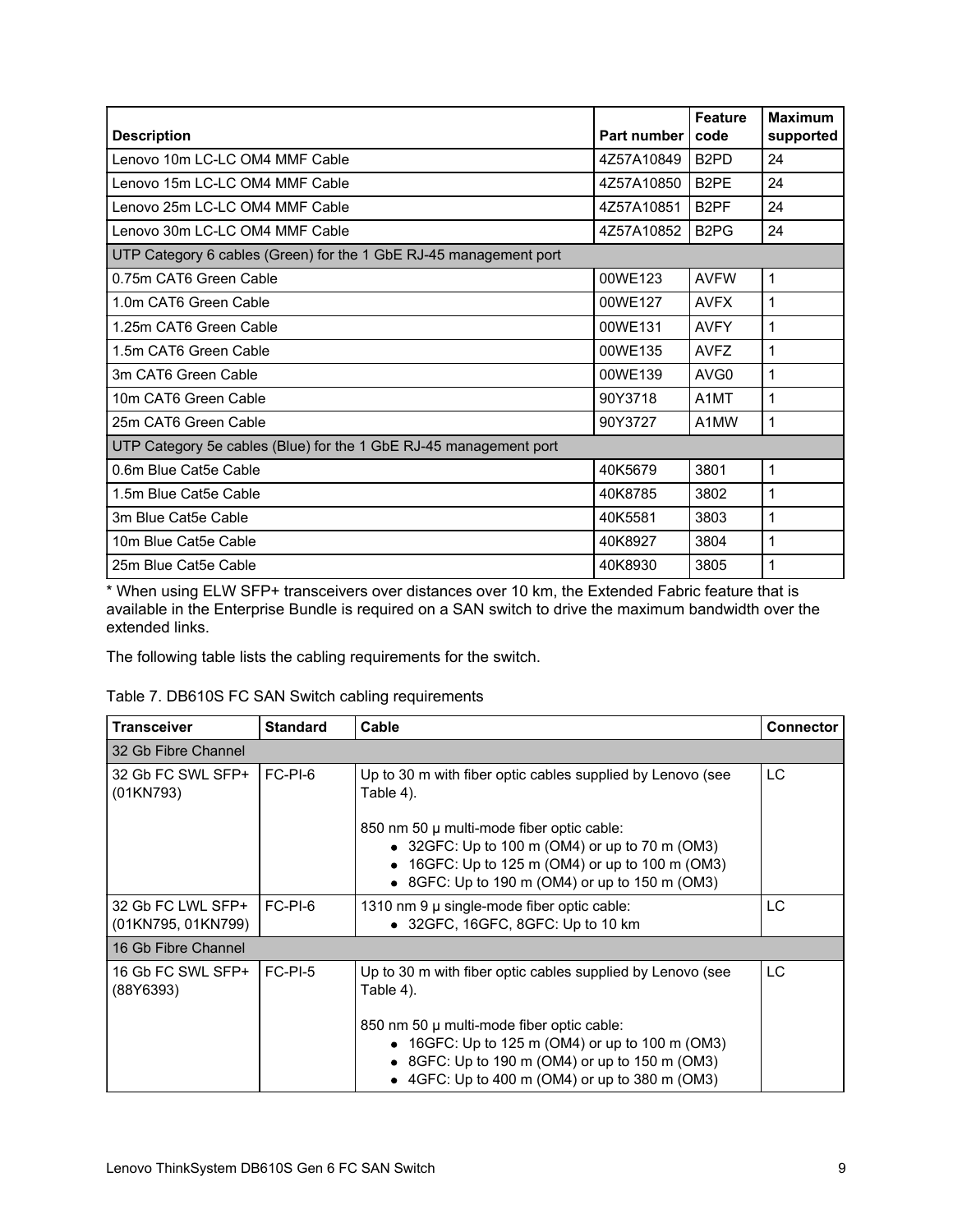| Description | Part number | Feature code | Maximum supported |
|---|---|---|---|
| Lenovo 10m LC-LC OM4 MMF Cable | 4Z57A10849 | B2PD | 24 |
| Lenovo 15m LC-LC OM4 MMF Cable | 4Z57A10850 | B2PE | 24 |
| Lenovo 25m LC-LC OM4 MMF Cable | 4Z57A10851 | B2PF | 24 |
| Lenovo 30m LC-LC OM4 MMF Cable | 4Z57A10852 | B2PG | 24 |
| UTP Category 6 cables (Green) for the 1 GbE RJ-45 management port | | | |
| 0.75m CAT6 Green Cable | 00WE123 | AVFW | 1 |
| 1.0m CAT6 Green Cable | 00WE127 | AVFX | 1 |
| 1.25m CAT6 Green Cable | 00WE131 | AVFY | 1 |
| 1.5m CAT6 Green Cable | 00WE135 | AVFZ | 1 |
| 3m CAT6 Green Cable | 00WE139 | AVG0 | 1 |
| 10m CAT6 Green Cable | 90Y3718 | A1MT | 1 |
| 25m CAT6 Green Cable | 90Y3727 | A1MW | 1 |
| UTP Category 5e cables (Blue) for the 1 GbE RJ-45 management port | | | |
| 0.6m Blue Cat5e Cable | 40K5679 | 3801 | 1 |
| 1.5m Blue Cat5e Cable | 40K8785 | 3802 | 1 |
| 3m Blue Cat5e Cable | 40K5581 | 3803 | 1 |
| 10m Blue Cat5e Cable | 40K8927 | 3804 | 1 |
| 25m Blue Cat5e Cable | 40K8930 | 3805 | 1 |

* When using ELW SFP+ transceivers over distances over 10 km, the Extended Fabric feature that is available in the Enterprise Bundle is required on a SAN switch to drive the maximum bandwidth over the extended links.

The following table lists the cabling requirements for the switch.

Table 7. DB610S FC SAN Switch cabling requirements

| Transceiver | Standard | Cable | Connector |
|---|---|---|---|
| 32 Gb Fibre Channel | | | |
| 32 Gb FC SWL SFP+ (01KN793) | FC-PI-6 | Up to 30 m with fiber optic cables supplied by Lenovo (see Table 4).<br><br>850 nm 50 µ multi-mode fiber optic cable:<br>• 32GFC: Up to 100 m (OM4) or up to 70 m (OM3)<br>• 16GFC: Up to 125 m (OM4) or up to 100 m (OM3)<br>• 8GFC: Up to 190 m (OM4) or up to 150 m (OM3) | LC |
| 32 Gb FC LWL SFP+ (01KN795, 01KN799) | FC-PI-6 | 1310 nm 9 µ single-mode fiber optic cable:<br>• 32GFC, 16GFC, 8GFC: Up to 10 km | LC |
| 16 Gb Fibre Channel | | | |
| 16 Gb FC SWL SFP+ (88Y6393) | FC-PI-5 | Up to 30 m with fiber optic cables supplied by Lenovo (see Table 4).<br><br>850 nm 50 µ multi-mode fiber optic cable:<br>• 16GFC: Up to 125 m (OM4) or up to 100 m (OM3)<br>• 8GFC: Up to 190 m (OM4) or up to 150 m (OM3)<br>• 4GFC: Up to 400 m (OM4) or up to 380 m (OM3) | LC |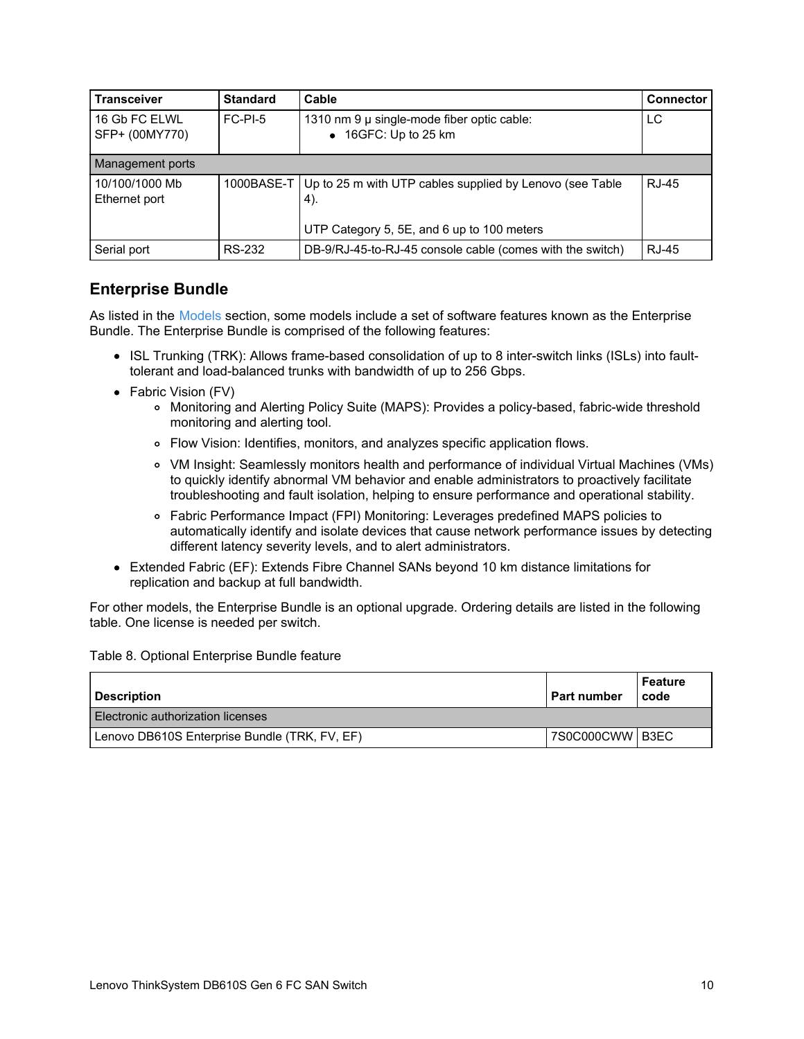| Transceiver | Standard | Cable | Connector |
|---|---|---|---|
| 16 Gb FC ELWL SFP+ (00MY770) | FC-PI-5 | 1310 nm 9 µ single-mode fiber optic cable:<br>• 16GFC: Up to 25 km | LC |
| Management ports | | | |
| 10/100/1000 Mb Ethernet port | 1000BASE-T | Up to 25 m with UTP cables supplied by Lenovo (see Table 4).<br><br>UTP Category 5, 5E, and 6 up to 100 meters | RJ-45 |
| Serial port | RS-232 | DB-9/RJ-45-to-RJ-45 console cable (comes with the switch) | RJ-45 |

## Enterprise Bundle

As listed in the Models section, some models include a set of software features known as the Enterprise Bundle. The Enterprise Bundle is comprised of the following features:

- ISL Trunking (TRK): Allows frame-based consolidation of up to 8 inter-switch links (ISLs) into fault-tolerant and load-balanced trunks with bandwidth of up to 256 Gbps.
- Fabric Vision (FV)
  - Monitoring and Alerting Policy Suite (MAPS): Provides a policy-based, fabric-wide threshold monitoring and alerting tool.
  - Flow Vision: Identifies, monitors, and analyzes specific application flows.
  - VM Insight: Seamlessly monitors health and performance of individual Virtual Machines (VMs) to quickly identify abnormal VM behavior and enable administrators to proactively facilitate troubleshooting and fault isolation, helping to ensure performance and operational stability.
  - Fabric Performance Impact (FPI) Monitoring: Leverages predefined MAPS policies to automatically identify and isolate devices that cause network performance issues by detecting different latency severity levels, and to alert administrators.
- Extended Fabric (EF): Extends Fibre Channel SANs beyond 10 km distance limitations for replication and backup at full bandwidth.

For other models, the Enterprise Bundle is an optional upgrade. Ordering details are listed in the following table. One license is needed per switch.

Table 8. Optional Enterprise Bundle feature

| Description | Part number | Feature code |
|---|---|---|
| Electronic authorization licenses | | |
| Lenovo DB610S Enterprise Bundle (TRK, FV, EF) | 7S0C000CWW | B3EC |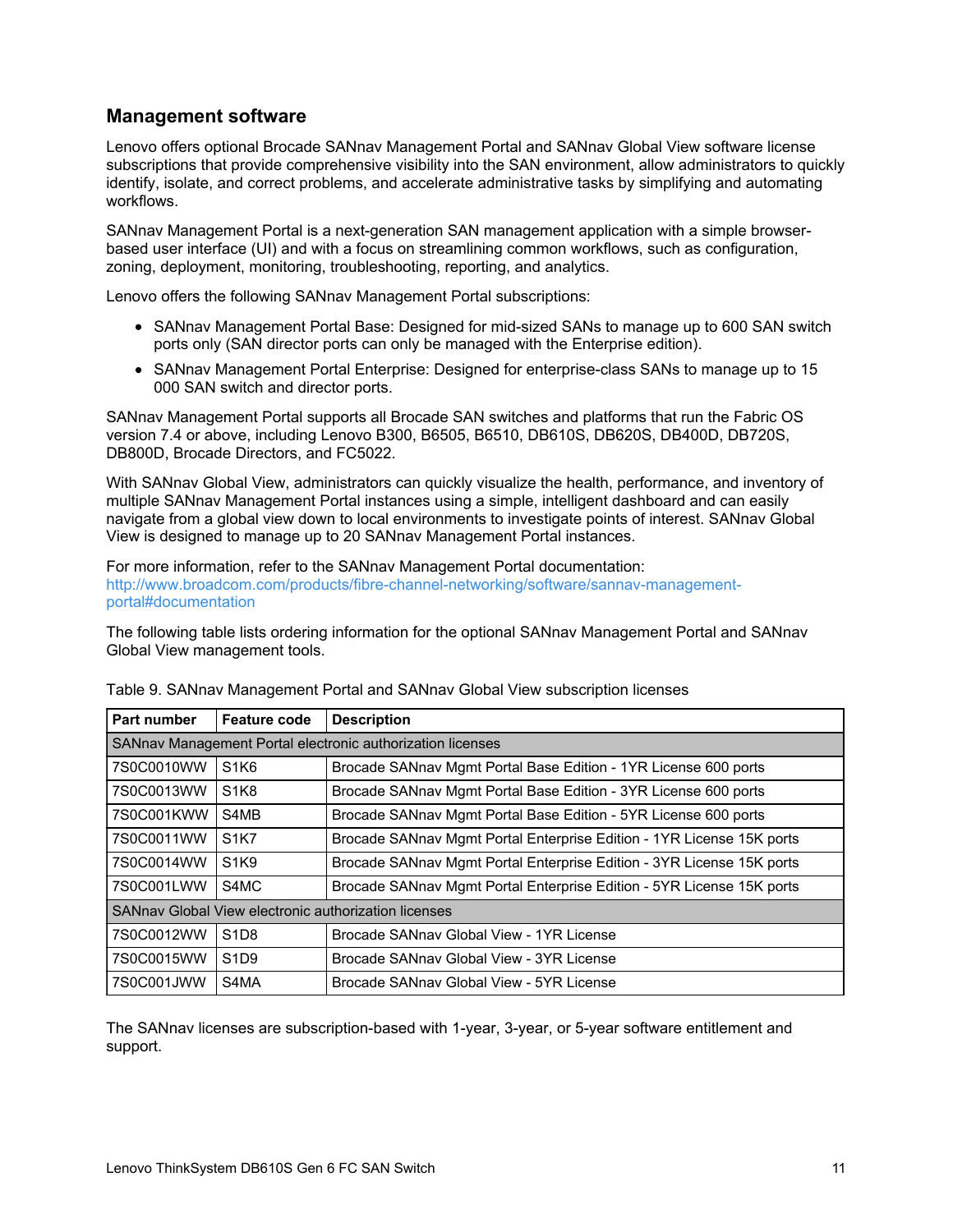## Management software

Lenovo offers optional Brocade SANnav Management Portal and SANnav Global View software license subscriptions that provide comprehensive visibility into the SAN environment, allow administrators to quickly identify, isolate, and correct problems, and accelerate administrative tasks by simplifying and automating workflows.

SANnav Management Portal is a next-generation SAN management application with a simple browser-based user interface (UI) and with a focus on streamlining common workflows, such as configuration, zoning, deployment, monitoring, troubleshooting, reporting, and analytics.

Lenovo offers the following SANnav Management Portal subscriptions:

- SANnav Management Portal Base: Designed for mid-sized SANs to manage up to 600 SAN switch ports only (SAN director ports can only be managed with the Enterprise edition).
- SANnav Management Portal Enterprise: Designed for enterprise-class SANs to manage up to 15 000 SAN switch and director ports.

SANnav Management Portal supports all Brocade SAN switches and platforms that run the Fabric OS version 7.4 or above, including Lenovo B300, B6505, B6510, DB610S, DB620S, DB400D, DB720S, DB800D, Brocade Directors, and FC5022.

With SANnav Global View, administrators can quickly visualize the health, performance, and inventory of multiple SANnav Management Portal instances using a simple, intelligent dashboard and can easily navigate from a global view down to local environments to investigate points of interest. SANnav Global View is designed to manage up to 20 SANnav Management Portal instances.

For more information, refer to the SANnav Management Portal documentation:
http://www.broadcom.com/products/fibre-channel-networking/software/sannav-management-portal#documentation

The following table lists ordering information for the optional SANnav Management Portal and SANnav Global View management tools.

Table 9. SANnav Management Portal and SANnav Global View subscription licenses

| Part number | Feature code | Description |
|---|---|---|
| SANnav Management Portal electronic authorization licenses | | |
| 7S0C0010WW | S1K6 | Brocade SANnav Mgmt Portal Base Edition - 1YR License 600 ports |
| 7S0C0013WW | S1K8 | Brocade SANnav Mgmt Portal Base Edition - 3YR License 600 ports |
| 7S0C001KWW | S4MB | Brocade SANnav Mgmt Portal Base Edition - 5YR License 600 ports |
| 7S0C0011WW | S1K7 | Brocade SANnav Mgmt Portal Enterprise Edition - 1YR License 15K ports |
| 7S0C0014WW | S1K9 | Brocade SANnav Mgmt Portal Enterprise Edition - 3YR License 15K ports |
| 7S0C001LWW | S4MC | Brocade SANnav Mgmt Portal Enterprise Edition - 5YR License 15K ports |
| SANnav Global View electronic authorization licenses | | |
| 7S0C0012WW | S1D8 | Brocade SANnav Global View - 1YR License |
| 7S0C0015WW | S1D9 | Brocade SANnav Global View - 3YR License |
| 7S0C001JWW | S4MA | Brocade SANnav Global View - 5YR License |

The SANnav licenses are subscription-based with 1-year, 3-year, or 5-year software entitlement and support.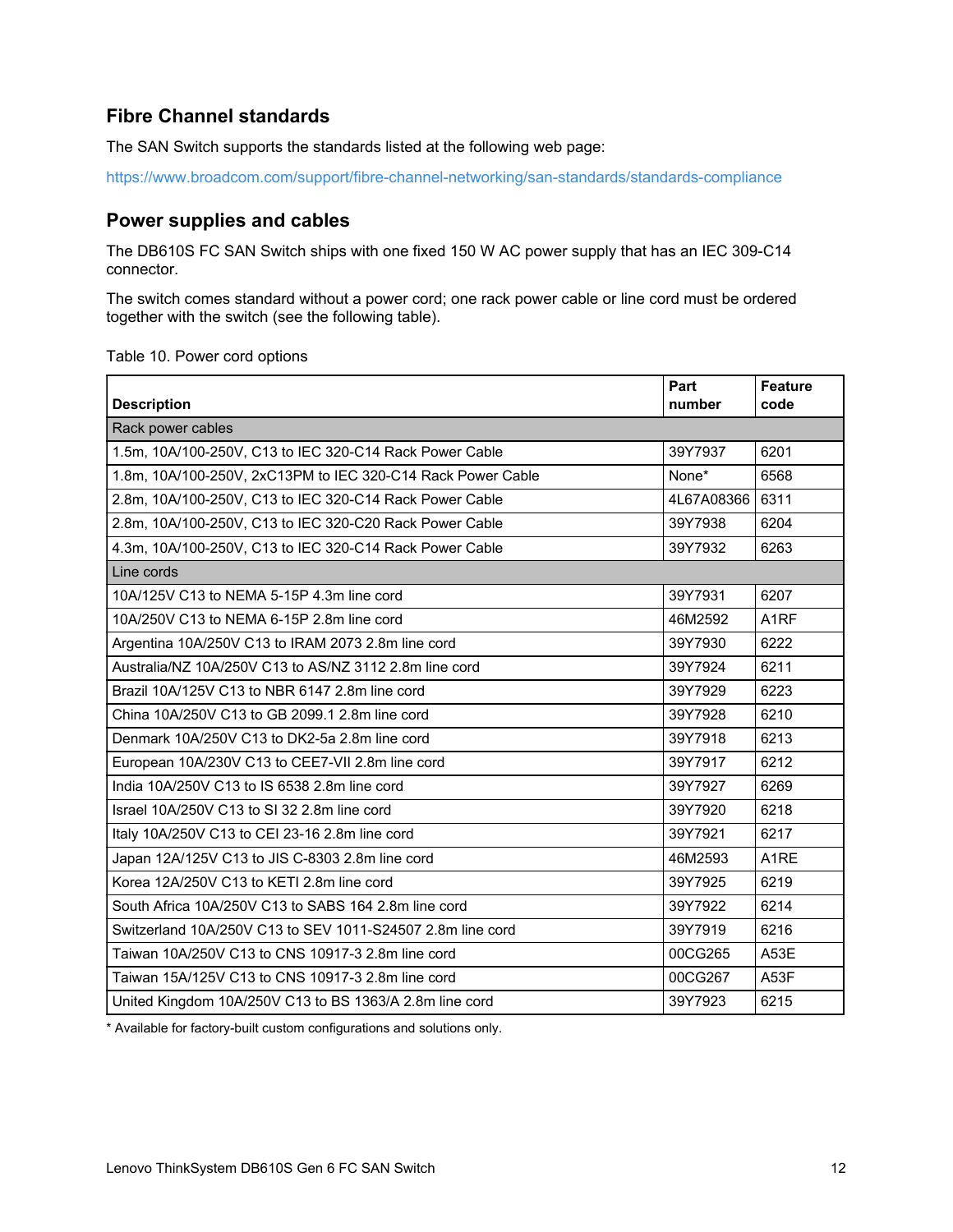## Fibre Channel standards

The SAN Switch supports the standards listed at the following web page:

https://www.broadcom.com/support/fibre-channel-networking/san-standards/standards-compliance

## Power supplies and cables

The DB610S FC SAN Switch ships with one fixed 150 W AC power supply that has an IEC 309-C14 connector.

The switch comes standard without a power cord; one rack power cable or line cord must be ordered together with the switch (see the following table).

Table 10. Power cord options

| Description | Part number | Feature code |
|---|---|---|
| Rack power cables | | |
| 1.5m, 10A/100-250V, C13 to IEC 320-C14 Rack Power Cable | 39Y7937 | 6201 |
| 1.8m, 10A/100-250V, 2xC13PM to IEC 320-C14 Rack Power Cable | None* | 6568 |
| 2.8m, 10A/100-250V, C13 to IEC 320-C14 Rack Power Cable | 4L67A08366 | 6311 |
| 2.8m, 10A/100-250V, C13 to IEC 320-C20 Rack Power Cable | 39Y7938 | 6204 |
| 4.3m, 10A/100-250V, C13 to IEC 320-C14 Rack Power Cable | 39Y7932 | 6263 |
| Line cords | | |
| 10A/125V C13 to NEMA 5-15P 4.3m line cord | 39Y7931 | 6207 |
| 10A/250V C13 to NEMA 6-15P 2.8m line cord | 46M2592 | A1RF |
| Argentina 10A/250V C13 to IRAM 2073 2.8m line cord | 39Y7930 | 6222 |
| Australia/NZ 10A/250V C13 to AS/NZ 3112 2.8m line cord | 39Y7924 | 6211 |
| Brazil 10A/125V C13 to NBR 6147 2.8m line cord | 39Y7929 | 6223 |
| China 10A/250V C13 to GB 2099.1 2.8m line cord | 39Y7928 | 6210 |
| Denmark 10A/250V C13 to DK2-5a 2.8m line cord | 39Y7918 | 6213 |
| European 10A/230V C13 to CEE7-VII 2.8m line cord | 39Y7917 | 6212 |
| India 10A/250V C13 to IS 6538 2.8m line cord | 39Y7927 | 6269 |
| Israel 10A/250V C13 to SI 32 2.8m line cord | 39Y7920 | 6218 |
| Italy 10A/250V C13 to CEI 23-16 2.8m line cord | 39Y7921 | 6217 |
| Japan 12A/125V C13 to JIS C-8303 2.8m line cord | 46M2593 | A1RE |
| Korea 12A/250V C13 to KETI 2.8m line cord | 39Y7925 | 6219 |
| South Africa 10A/250V C13 to SABS 164 2.8m line cord | 39Y7922 | 6214 |
| Switzerland 10A/250V C13 to SEV 1011-S24507 2.8m line cord | 39Y7919 | 6216 |
| Taiwan 10A/250V C13 to CNS 10917-3 2.8m line cord | 00CG265 | A53E |
| Taiwan 15A/125V C13 to CNS 10917-3 2.8m line cord | 00CG267 | A53F |
| United Kingdom 10A/250V C13 to BS 1363/A 2.8m line cord | 39Y7923 | 6215 |

* Available for factory-built custom configurations and solutions only.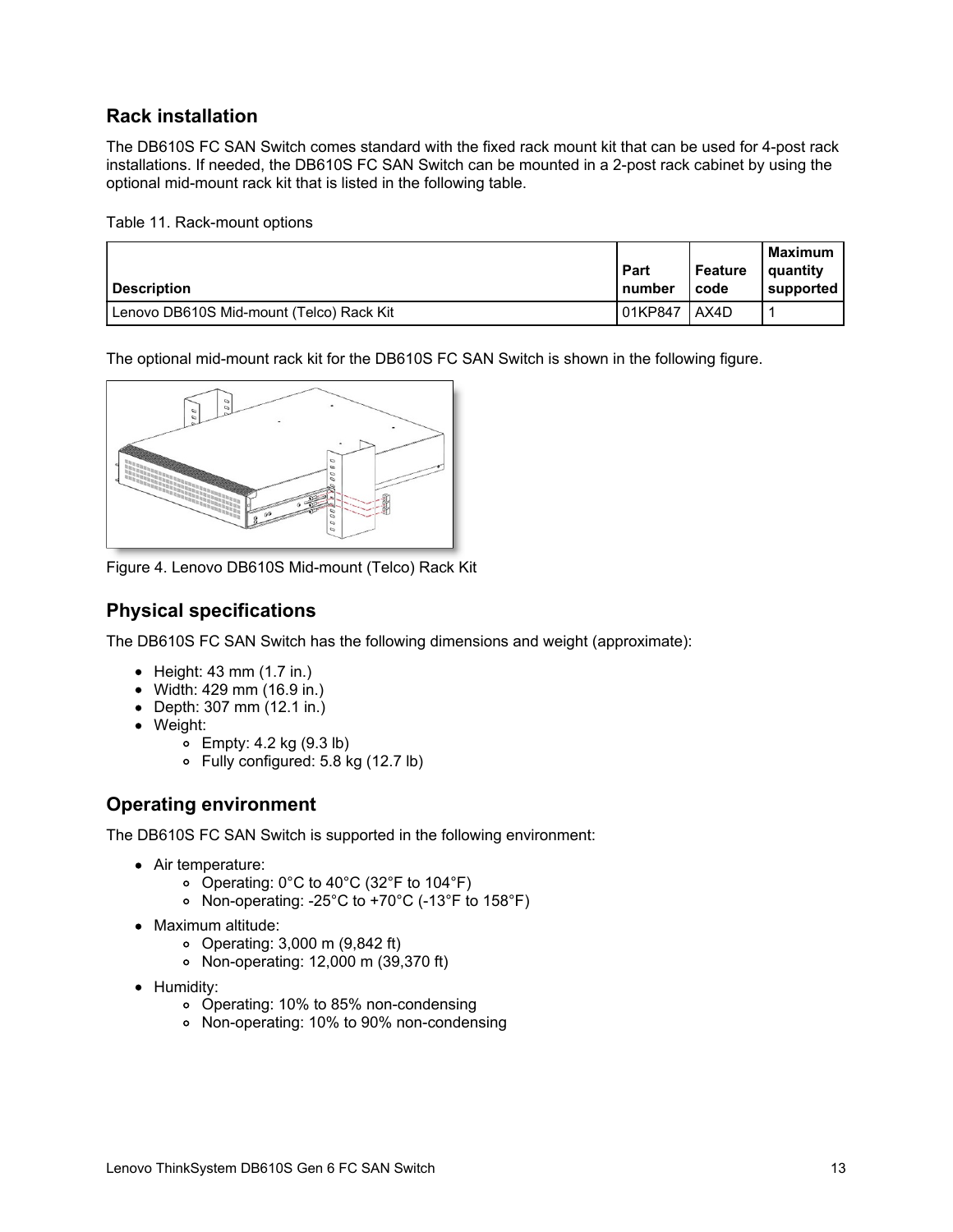## Rack installation

The DB610S FC SAN Switch comes standard with the fixed rack mount kit that can be used for 4-post rack installations. If needed, the DB610S FC SAN Switch can be mounted in a 2-post rack cabinet by using the optional mid-mount rack kit that is listed in the following table.

Table 11. Rack-mount options

| Description | Part number | Feature code | Maximum quantity supported |
|---|---|---|---|
| Lenovo DB610S Mid-mount (Telco) Rack Kit | 01KP847 | AX4D | 1 |

The optional mid-mount rack kit for the DB610S FC SAN Switch is shown in the following figure.

Figure 4. Lenovo DB610S Mid-mount (Telco) Rack Kit

## Physical specifications

The DB610S FC SAN Switch has the following dimensions and weight (approximate):

- Height: 43 mm (1.7 in.)
- Width: 429 mm (16.9 in.)
- Depth: 307 mm (12.1 in.)
- Weight:
  - Empty: 4.2 kg (9.3 lb)
  - Fully configured: 5.8 kg (12.7 lb)

## Operating environment

The DB610S FC SAN Switch is supported in the following environment:

- Air temperature:
  - Operating: 0°C to 40°C (32°F to 104°F)
  - Non-operating: -25°C to +70°C (-13°F to 158°F)
- Maximum altitude:
  - Operating: 3,000 m (9,842 ft)
  - Non-operating: 12,000 m (39,370 ft)
- Humidity:
  - Operating: 10% to 85% non-condensing
  - Non-operating: 10% to 90% non-condensing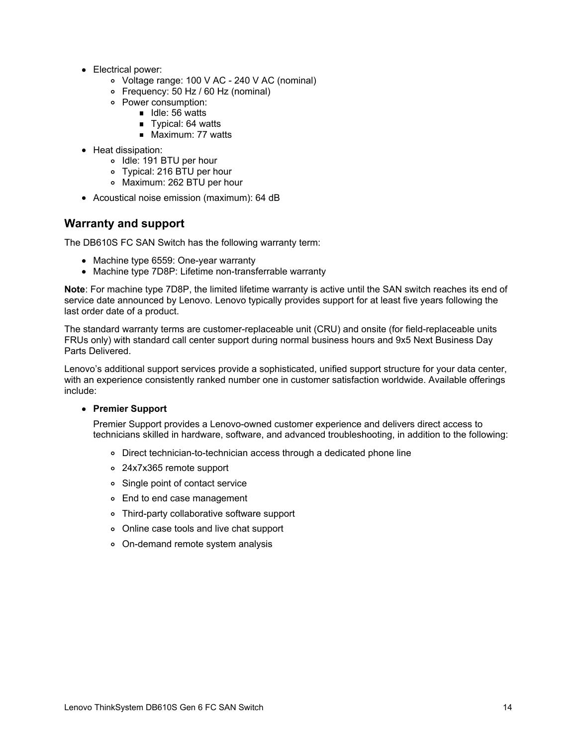- Electrical power:
  - Voltage range: 100 V AC - 240 V AC (nominal)
  - Frequency: 50 Hz / 60 Hz (nominal)
  - Power consumption:
    - Idle: 56 watts
    - Typical: 64 watts
    - Maximum: 77 watts
- Heat dissipation:
  - Idle: 191 BTU per hour
  - Typical: 216 BTU per hour
  - Maximum: 262 BTU per hour
- Acoustical noise emission (maximum): 64 dB

## Warranty and support

The DB610S FC SAN Switch has the following warranty term:

- Machine type 6559: One-year warranty
- Machine type 7D8P: Lifetime non-transferrable warranty

**Note**: For machine type 7D8P, the limited lifetime warranty is active until the SAN switch reaches its end of service date announced by Lenovo. Lenovo typically provides support for at least five years following the last order date of a product.

The standard warranty terms are customer-replaceable unit (CRU) and onsite (for field-replaceable units FRUs only) with standard call center support during normal business hours and 9x5 Next Business Day Parts Delivered.

Lenovo's additional support services provide a sophisticated, unified support structure for your data center, with an experience consistently ranked number one in customer satisfaction worldwide. Available offerings include:

- **Premier Support**

  Premier Support provides a Lenovo-owned customer experience and delivers direct access to technicians skilled in hardware, software, and advanced troubleshooting, in addition to the following:

  - Direct technician-to-technician access through a dedicated phone line
  - 24x7x365 remote support
  - Single point of contact service
  - End to end case management
  - Third-party collaborative software support
  - Online case tools and live chat support
  - On-demand remote system analysis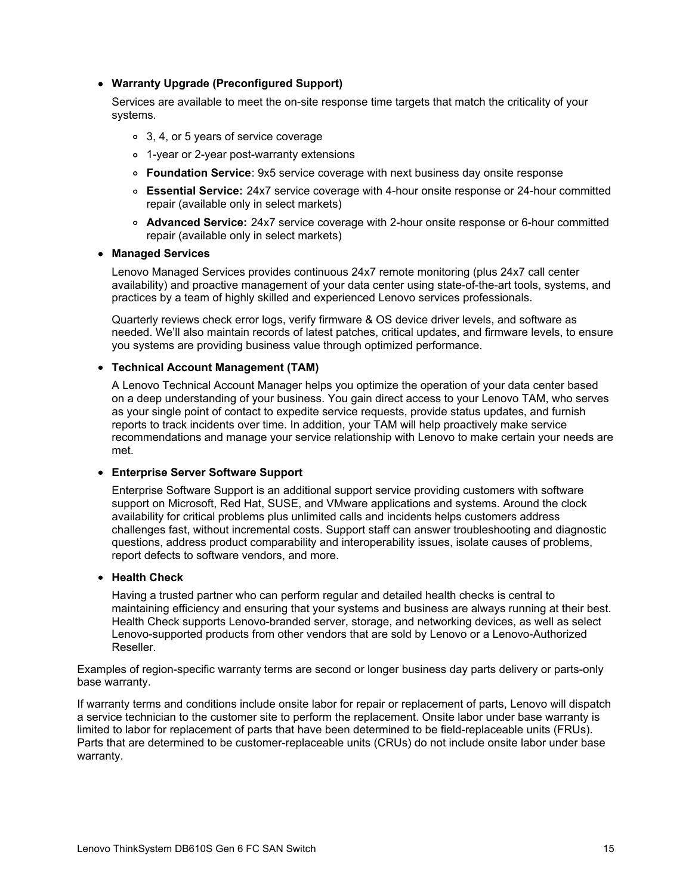- **Warranty Upgrade (Preconfigured Support)**

  Services are available to meet the on-site response time targets that match the criticality of your systems.

  - 3, 4, or 5 years of service coverage
  - 1-year or 2-year post-warranty extensions
  - **Foundation Service**: 9x5 service coverage with next business day onsite response
  - **Essential Service:** 24x7 service coverage with 4-hour onsite response or 24-hour committed repair (available only in select markets)
  - **Advanced Service:** 24x7 service coverage with 2-hour onsite response or 6-hour committed repair (available only in select markets)

- **Managed Services**

  Lenovo Managed Services provides continuous 24x7 remote monitoring (plus 24x7 call center availability) and proactive management of your data center using state-of-the-art tools, systems, and practices by a team of highly skilled and experienced Lenovo services professionals.

  Quarterly reviews check error logs, verify firmware & OS device driver levels, and software as needed. We'll also maintain records of latest patches, critical updates, and firmware levels, to ensure you systems are providing business value through optimized performance.

- **Technical Account Management (TAM)**

  A Lenovo Technical Account Manager helps you optimize the operation of your data center based on a deep understanding of your business. You gain direct access to your Lenovo TAM, who serves as your single point of contact to expedite service requests, provide status updates, and furnish reports to track incidents over time. In addition, your TAM will help proactively make service recommendations and manage your service relationship with Lenovo to make certain your needs are met.

- **Enterprise Server Software Support**

  Enterprise Software Support is an additional support service providing customers with software support on Microsoft, Red Hat, SUSE, and VMware applications and systems. Around the clock availability for critical problems plus unlimited calls and incidents helps customers address challenges fast, without incremental costs. Support staff can answer troubleshooting and diagnostic questions, address product comparability and interoperability issues, isolate causes of problems, report defects to software vendors, and more.

- **Health Check**

  Having a trusted partner who can perform regular and detailed health checks is central to maintaining efficiency and ensuring that your systems and business are always running at their best. Health Check supports Lenovo-branded server, storage, and networking devices, as well as select Lenovo-supported products from other vendors that are sold by Lenovo or a Lenovo-Authorized Reseller.

Examples of region-specific warranty terms are second or longer business day parts delivery or parts-only base warranty.

If warranty terms and conditions include onsite labor for repair or replacement of parts, Lenovo will dispatch a service technician to the customer site to perform the replacement. Onsite labor under base warranty is limited to labor for replacement of parts that have been determined to be field-replaceable units (FRUs). Parts that are determined to be customer-replaceable units (CRUs) do not include onsite labor under base warranty.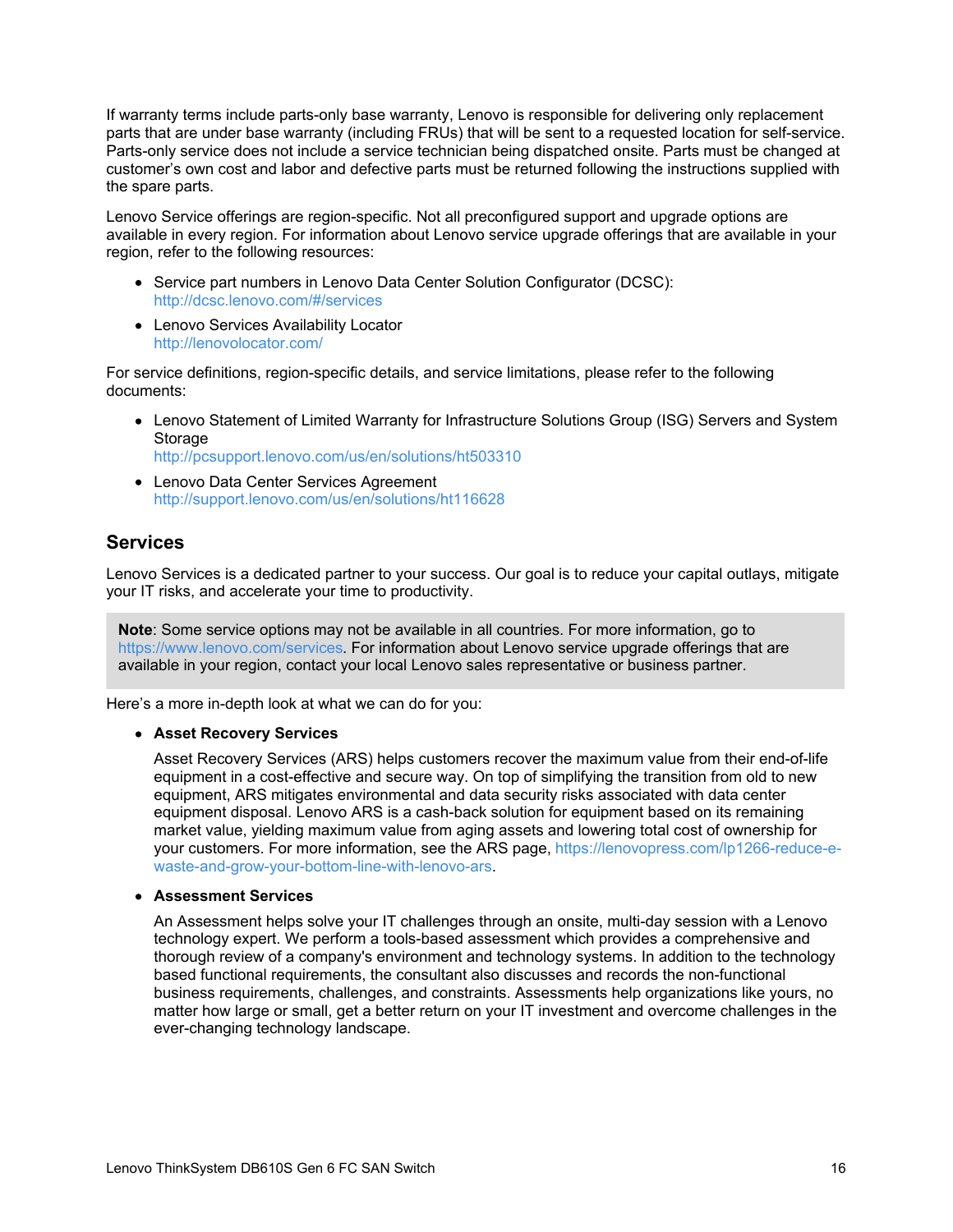If warranty terms include parts-only base warranty, Lenovo is responsible for delivering only replacement parts that are under base warranty (including FRUs) that will be sent to a requested location for self-service. Parts-only service does not include a service technician being dispatched onsite. Parts must be changed at customer's own cost and labor and defective parts must be returned following the instructions supplied with the spare parts.

Lenovo Service offerings are region-specific. Not all preconfigured support and upgrade options are available in every region. For information about Lenovo service upgrade offerings that are available in your region, refer to the following resources:

- Service part numbers in Lenovo Data Center Solution Configurator (DCSC): http://dcsc.lenovo.com/#/services
- Lenovo Services Availability Locator http://lenovolocator.com/

For service definitions, region-specific details, and service limitations, please refer to the following documents:

- Lenovo Statement of Limited Warranty for Infrastructure Solutions Group (ISG) Servers and System Storage http://pcsupport.lenovo.com/us/en/solutions/ht503310
- Lenovo Data Center Services Agreement http://support.lenovo.com/us/en/solutions/ht116628

## Services

Lenovo Services is a dedicated partner to your success. Our goal is to reduce your capital outlays, mitigate your IT risks, and accelerate your time to productivity.

> **Note**: Some service options may not be available in all countries. For more information, go to https://www.lenovo.com/services. For information about Lenovo service upgrade offerings that are available in your region, contact your local Lenovo sales representative or business partner.

Here's a more in-depth look at what we can do for you:

- **Asset Recovery Services**

  Asset Recovery Services (ARS) helps customers recover the maximum value from their end-of-life equipment in a cost-effective and secure way. On top of simplifying the transition from old to new equipment, ARS mitigates environmental and data security risks associated with data center equipment disposal. Lenovo ARS is a cash-back solution for equipment based on its remaining market value, yielding maximum value from aging assets and lowering total cost of ownership for your customers. For more information, see the ARS page, https://lenovopress.com/lp1266-reduce-e-waste-and-grow-your-bottom-line-with-lenovo-ars.

- **Assessment Services**

  An Assessment helps solve your IT challenges through an onsite, multi-day session with a Lenovo technology expert. We perform a tools-based assessment which provides a comprehensive and thorough review of a company's environment and technology systems. In addition to the technology based functional requirements, the consultant also discusses and records the non-functional business requirements, challenges, and constraints. Assessments help organizations like yours, no matter how large or small, get a better return on your IT investment and overcome challenges in the ever-changing technology landscape.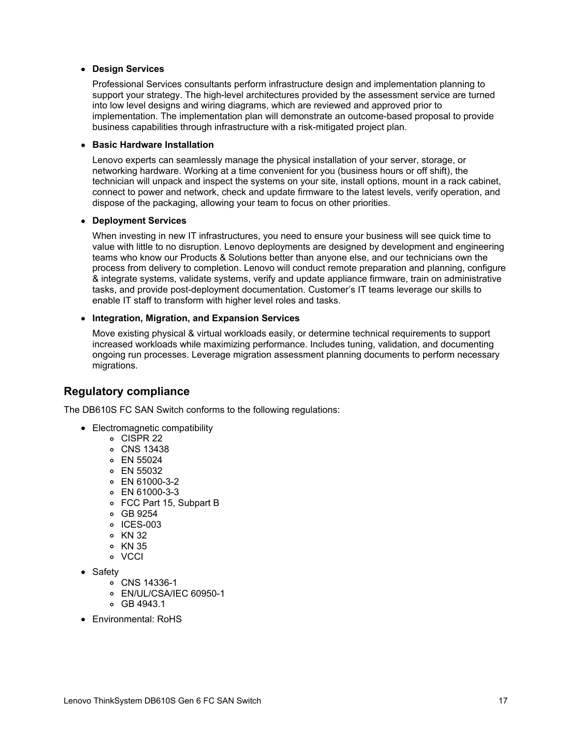- **Design Services**

  Professional Services consultants perform infrastructure design and implementation planning to support your strategy. The high-level architectures provided by the assessment service are turned into low level designs and wiring diagrams, which are reviewed and approved prior to implementation. The implementation plan will demonstrate an outcome-based proposal to provide business capabilities through infrastructure with a risk-mitigated project plan.

- **Basic Hardware Installation**

  Lenovo experts can seamlessly manage the physical installation of your server, storage, or networking hardware. Working at a time convenient for you (business hours or off shift), the technician will unpack and inspect the systems on your site, install options, mount in a rack cabinet, connect to power and network, check and update firmware to the latest levels, verify operation, and dispose of the packaging, allowing your team to focus on other priorities.

- **Deployment Services**

  When investing in new IT infrastructures, you need to ensure your business will see quick time to value with little to no disruption. Lenovo deployments are designed by development and engineering teams who know our Products & Solutions better than anyone else, and our technicians own the process from delivery to completion. Lenovo will conduct remote preparation and planning, configure & integrate systems, validate systems, verify and update appliance firmware, train on administrative tasks, and provide post-deployment documentation. Customer's IT teams leverage our skills to enable IT staff to transform with higher level roles and tasks.

- **Integration, Migration, and Expansion Services**

  Move existing physical & virtual workloads easily, or determine technical requirements to support increased workloads while maximizing performance. Includes tuning, validation, and documenting ongoing run processes. Leverage migration assessment planning documents to perform necessary migrations.

## Regulatory compliance

The DB610S FC SAN Switch conforms to the following regulations:

- Electromagnetic compatibility
  - CISPR 22
  - CNS 13438
  - EN 55024
  - EN 55032
  - EN 61000-3-2
  - EN 61000-3-3
  - FCC Part 15, Subpart B
  - GB 9254
  - ICES-003
  - KN 32
  - KN 35
  - VCCI
- Safety
  - CNS 14336-1
  - EN/UL/CSA/IEC 60950-1
  - GB 4943.1
- Environmental: RoHS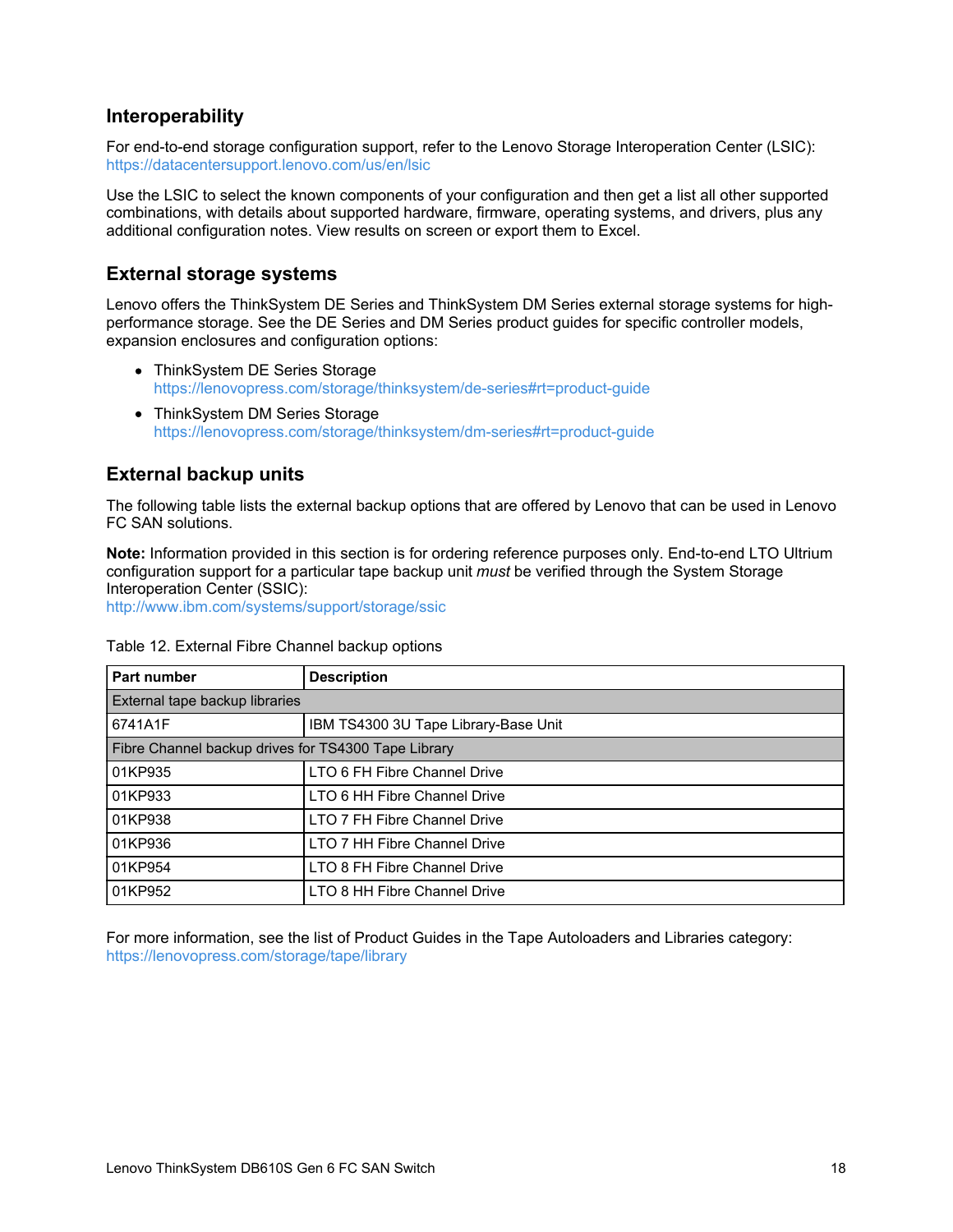## Interoperability

For end-to-end storage configuration support, refer to the Lenovo Storage Interoperation Center (LSIC):
https://datacentersupport.lenovo.com/us/en/lsic

Use the LSIC to select the known components of your configuration and then get a list all other supported combinations, with details about supported hardware, firmware, operating systems, and drivers, plus any additional configuration notes. View results on screen or export them to Excel.

## External storage systems

Lenovo offers the ThinkSystem DE Series and ThinkSystem DM Series external storage systems for high-performance storage. See the DE Series and DM Series product guides for specific controller models, expansion enclosures and configuration options:

- ThinkSystem DE Series Storage
  https://lenovopress.com/storage/thinksystem/de-series#rt=product-guide
- ThinkSystem DM Series Storage
  https://lenovopress.com/storage/thinksystem/dm-series#rt=product-guide

## External backup units

The following table lists the external backup options that are offered by Lenovo that can be used in Lenovo FC SAN solutions.

**Note:** Information provided in this section is for ordering reference purposes only. End-to-end LTO Ultrium configuration support for a particular tape backup unit *must* be verified through the System Storage Interoperation Center (SSIC):
http://www.ibm.com/systems/support/storage/ssic

Table 12. External Fibre Channel backup options

| Part number | Description |
|---|---|
| External tape backup libraries | |
| 6741A1F | IBM TS4300 3U Tape Library-Base Unit |
| Fibre Channel backup drives for TS4300 Tape Library | |
| 01KP935 | LTO 6 FH Fibre Channel Drive |
| 01KP933 | LTO 6 HH Fibre Channel Drive |
| 01KP938 | LTO 7 FH Fibre Channel Drive |
| 01KP936 | LTO 7 HH Fibre Channel Drive |
| 01KP954 | LTO 8 FH Fibre Channel Drive |
| 01KP952 | LTO 8 HH Fibre Channel Drive |

For more information, see the list of Product Guides in the Tape Autoloaders and Libraries category:
https://lenovopress.com/storage/tape/library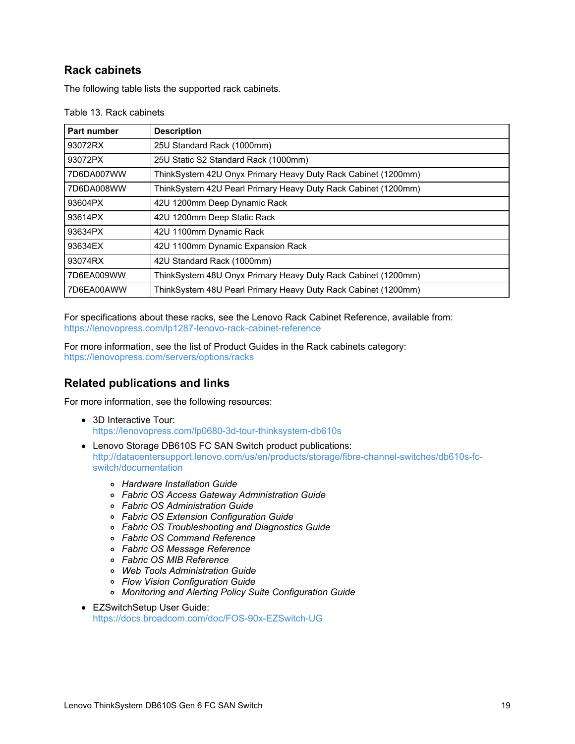## Rack cabinets

The following table lists the supported rack cabinets.

Table 13. Rack cabinets

| Part number | Description |
|---|---|
| 93072RX | 25U Standard Rack (1000mm) |
| 93072PX | 25U Static S2 Standard Rack (1000mm) |
| 7D6DA007WW | ThinkSystem 42U Onyx Primary Heavy Duty Rack Cabinet (1200mm) |
| 7D6DA008WW | ThinkSystem 42U Pearl Primary Heavy Duty Rack Cabinet (1200mm) |
| 93604PX | 42U 1200mm Deep Dynamic Rack |
| 93614PX | 42U 1200mm Deep Static Rack |
| 93634PX | 42U 1100mm Dynamic Rack |
| 93634EX | 42U 1100mm Dynamic Expansion Rack |
| 93074RX | 42U Standard Rack (1000mm) |
| 7D6EA009WW | ThinkSystem 48U Onyx Primary Heavy Duty Rack Cabinet (1200mm) |
| 7D6EA00AWW | ThinkSystem 48U Pearl Primary Heavy Duty Rack Cabinet (1200mm) |

For specifications about these racks, see the Lenovo Rack Cabinet Reference, available from:
https://lenovopress.com/lp1287-lenovo-rack-cabinet-reference

For more information, see the list of Product Guides in the Rack cabinets category:
https://lenovopress.com/servers/options/racks

## Related publications and links

For more information, see the following resources:

- 3D Interactive Tour:
  https://lenovopress.com/lp0680-3d-tour-thinksystem-db610s
- Lenovo Storage DB610S FC SAN Switch product publications:
  http://datacentersupport.lenovo.com/us/en/products/storage/fibre-channel-switches/db610s-fc-switch/documentation
  - *Hardware Installation Guide*
  - *Fabric OS Access Gateway Administration Guide*
  - *Fabric OS Administration Guide*
  - *Fabric OS Extension Configuration Guide*
  - *Fabric OS Troubleshooting and Diagnostics Guide*
  - *Fabric OS Command Reference*
  - *Fabric OS Message Reference*
  - *Fabric OS MIB Reference*
  - *Web Tools Administration Guide*
  - *Flow Vision Configuration Guide*
  - *Monitoring and Alerting Policy Suite Configuration Guide*
- EZSwitchSetup User Guide:
  https://docs.broadcom.com/doc/FOS-90x-EZSwitch-UG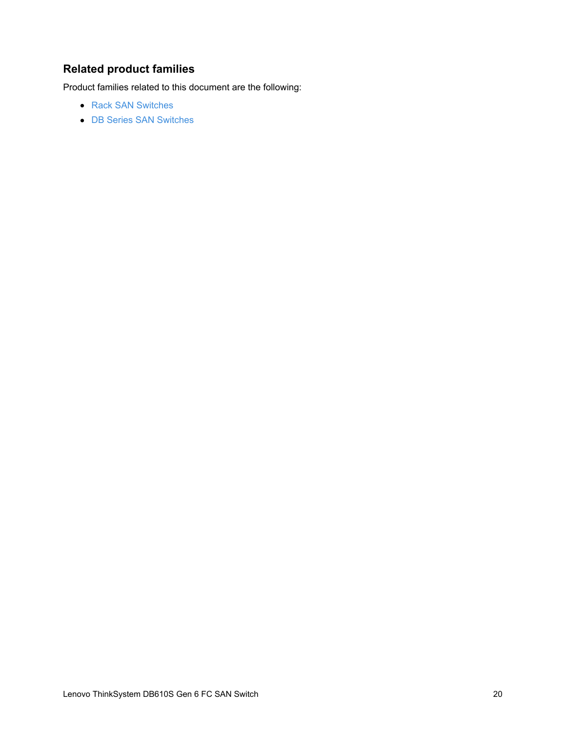## Related product families

Product families related to this document are the following:

- Rack SAN Switches
- DB Series SAN Switches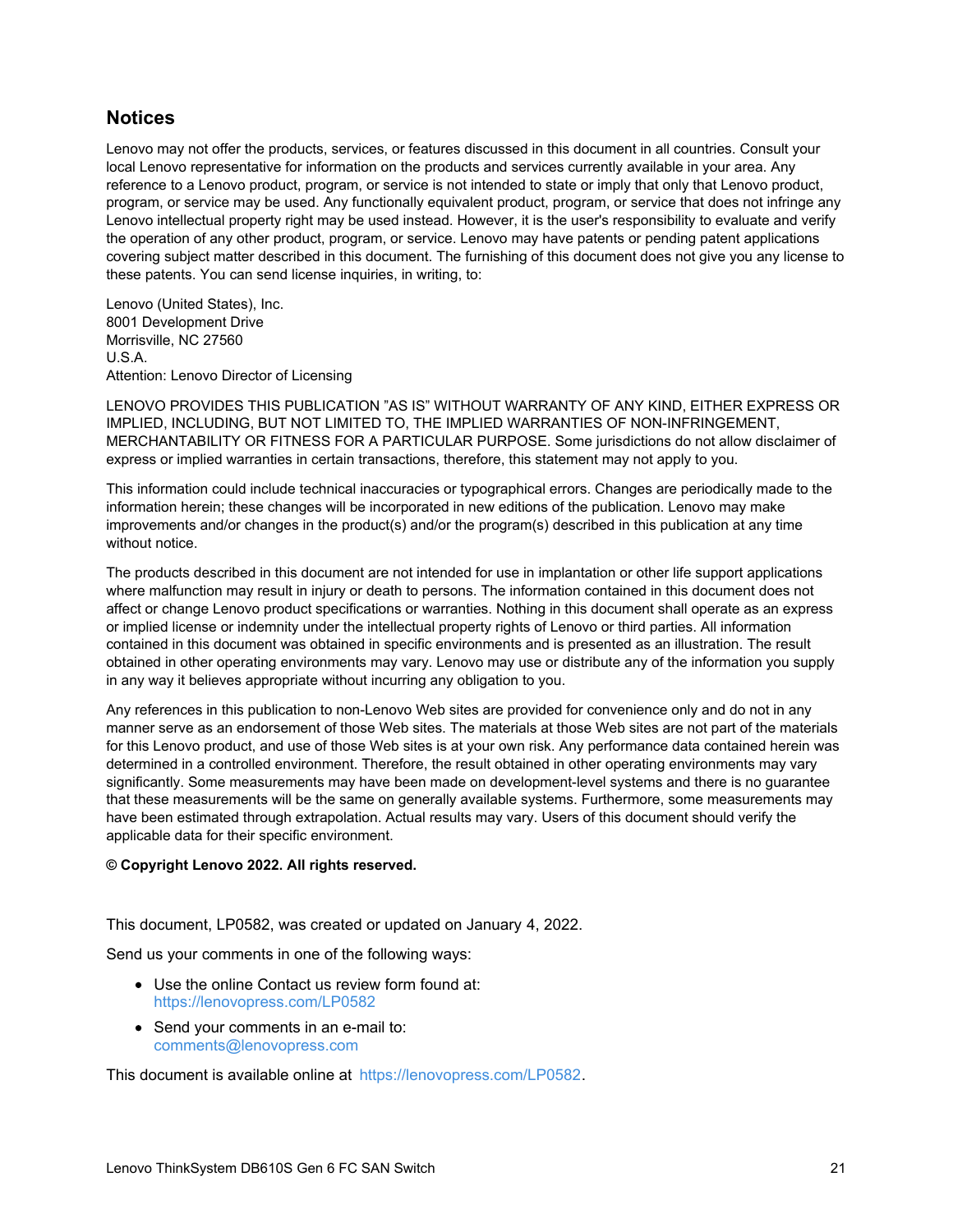## Notices

Lenovo may not offer the products, services, or features discussed in this document in all countries. Consult your local Lenovo representative for information on the products and services currently available in your area. Any reference to a Lenovo product, program, or service is not intended to state or imply that only that Lenovo product, program, or service may be used. Any functionally equivalent product, program, or service that does not infringe any Lenovo intellectual property right may be used instead. However, it is the user's responsibility to evaluate and verify the operation of any other product, program, or service. Lenovo may have patents or pending patent applications covering subject matter described in this document. The furnishing of this document does not give you any license to these patents. You can send license inquiries, in writing, to:

Lenovo (United States), Inc.
8001 Development Drive
Morrisville, NC 27560
U.S.A.
Attention: Lenovo Director of Licensing

LENOVO PROVIDES THIS PUBLICATION "AS IS" WITHOUT WARRANTY OF ANY KIND, EITHER EXPRESS OR IMPLIED, INCLUDING, BUT NOT LIMITED TO, THE IMPLIED WARRANTIES OF NON-INFRINGEMENT, MERCHANTABILITY OR FITNESS FOR A PARTICULAR PURPOSE. Some jurisdictions do not allow disclaimer of express or implied warranties in certain transactions, therefore, this statement may not apply to you.

This information could include technical inaccuracies or typographical errors. Changes are periodically made to the information herein; these changes will be incorporated in new editions of the publication. Lenovo may make improvements and/or changes in the product(s) and/or the program(s) described in this publication at any time without notice.

The products described in this document are not intended for use in implantation or other life support applications where malfunction may result in injury or death to persons. The information contained in this document does not affect or change Lenovo product specifications or warranties. Nothing in this document shall operate as an express or implied license or indemnity under the intellectual property rights of Lenovo or third parties. All information contained in this document was obtained in specific environments and is presented as an illustration. The result obtained in other operating environments may vary. Lenovo may use or distribute any of the information you supply in any way it believes appropriate without incurring any obligation to you.

Any references in this publication to non-Lenovo Web sites are provided for convenience only and do not in any manner serve as an endorsement of those Web sites. The materials at those Web sites are not part of the materials for this Lenovo product, and use of those Web sites is at your own risk. Any performance data contained herein was determined in a controlled environment. Therefore, the result obtained in other operating environments may vary significantly. Some measurements may have been made on development-level systems and there is no guarantee that these measurements will be the same on generally available systems. Furthermore, some measurements may have been estimated through extrapolation. Actual results may vary. Users of this document should verify the applicable data for their specific environment.

**© Copyright Lenovo 2022. All rights reserved.**

This document, LP0582, was created or updated on January 4, 2022.

Send us your comments in one of the following ways:

- Use the online Contact us review form found at:
  https://lenovopress.com/LP0582
- Send your comments in an e-mail to:
  comments@lenovopress.com

This document is available online at https://lenovopress.com/LP0582.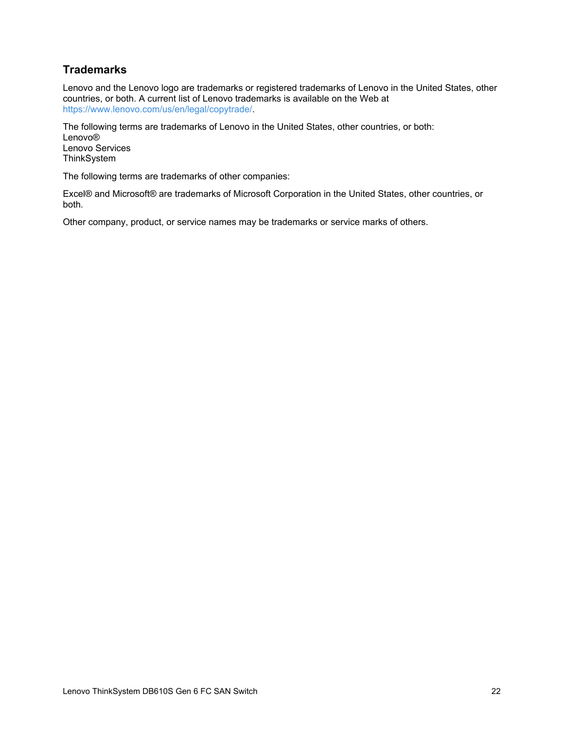## Trademarks

Lenovo and the Lenovo logo are trademarks or registered trademarks of Lenovo in the United States, other countries, or both. A current list of Lenovo trademarks is available on the Web at https://www.lenovo.com/us/en/legal/copytrade/.

The following terms are trademarks of Lenovo in the United States, other countries, or both:
Lenovo®
Lenovo Services
ThinkSystem

The following terms are trademarks of other companies:

Excel® and Microsoft® are trademarks of Microsoft Corporation in the United States, other countries, or both.

Other company, product, or service names may be trademarks or service marks of others.